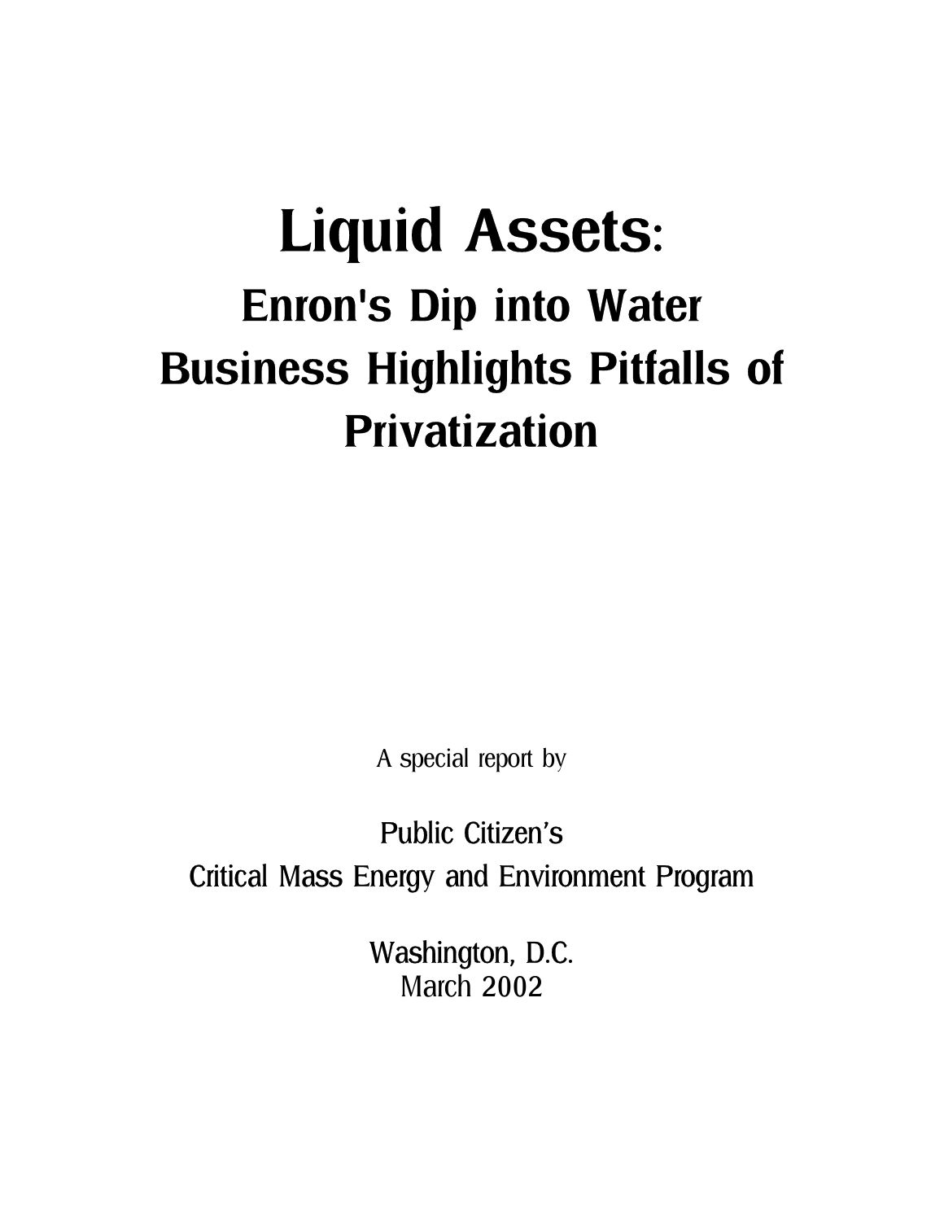# Liquid Assets:

## Enron's Dip into Water Business Highlights Pitfalls of Privatization

A special report by

Public Citizen's
Critical Mass Energy and Environment Program

Washington, D.C.
March 2002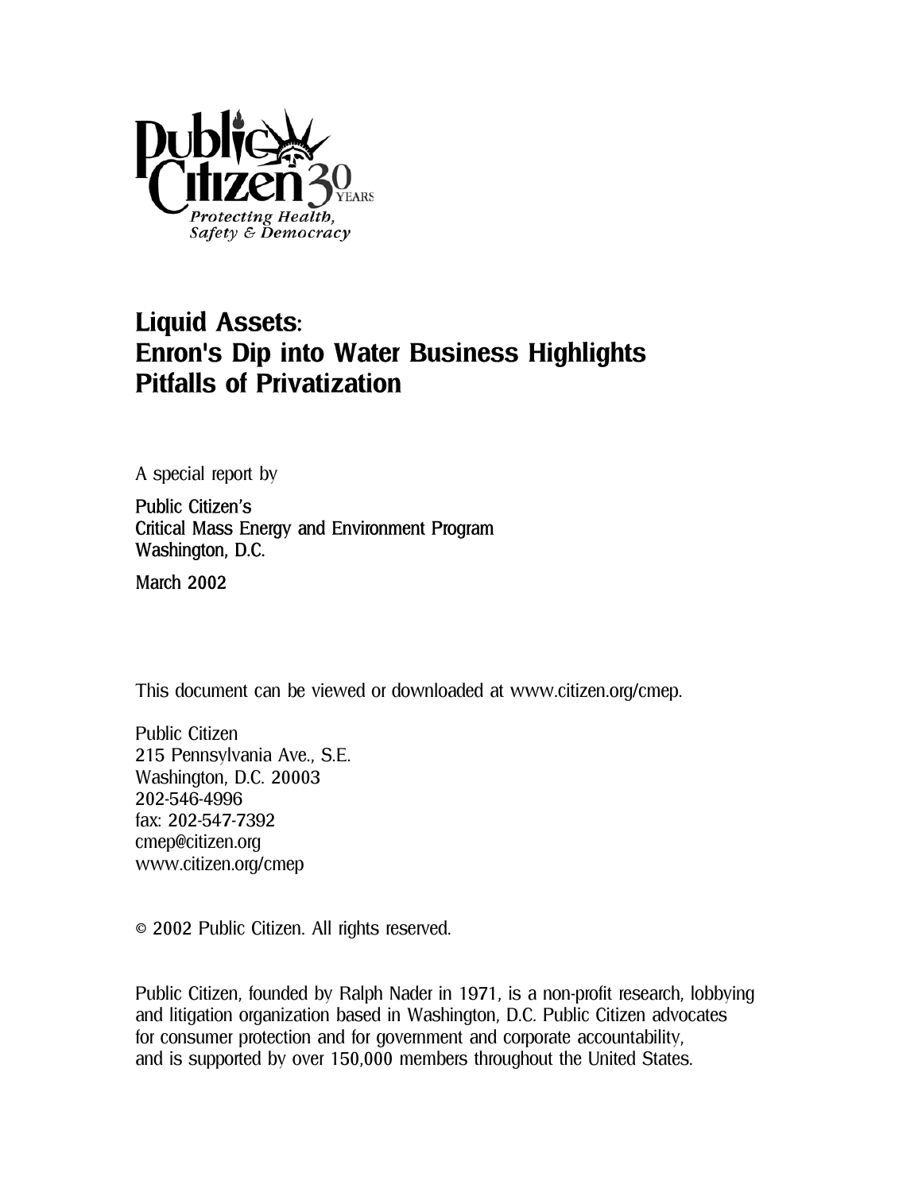# Liquid Assets: Enron's Dip into Water Business Highlights Pitfalls of Privatization

A special report by

Public Citizen's
Critical Mass Energy and Environment Program
Washington, D.C.

March 2002

This document can be viewed or downloaded at www.citizen.org/cmep.

Public Citizen
215 Pennsylvania Ave., S.E.
Washington, D.C. 20003
202-546-4996
fax: 202-547-7392
cmep@citizen.org
www.citizen.org/cmep

© 2002 Public Citizen. All rights reserved.

Public Citizen, founded by Ralph Nader in 1971, is a non-profit research, lobbying and litigation organization based in Washington, D.C. Public Citizen advocates for consumer protection and for government and corporate accountability, and is supported by over 150,000 members throughout the United States.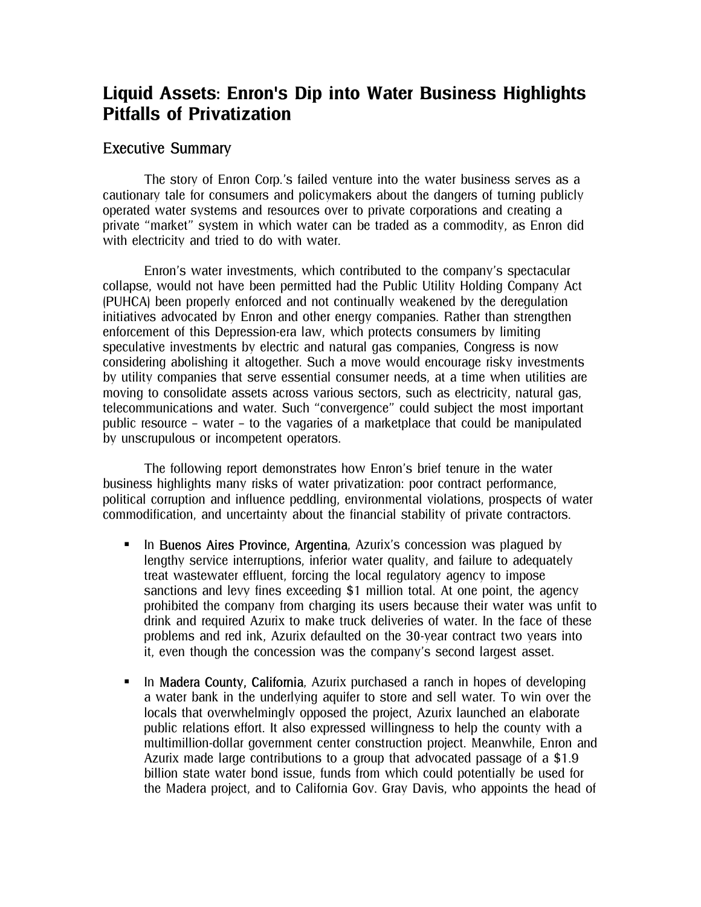# Liquid Assets: Enron's Dip into Water Business Highlights Pitfalls of Privatization

## Executive Summary

The story of Enron Corp.'s failed venture into the water business serves as a cautionary tale for consumers and policymakers about the dangers of turning publicly operated water systems and resources over to private corporations and creating a private "market" system in which water can be traded as a commodity, as Enron did with electricity and tried to do with water.

Enron's water investments, which contributed to the company's spectacular collapse, would not have been permitted had the Public Utility Holding Company Act (PUHCA) been properly enforced and not continually weakened by the deregulation initiatives advocated by Enron and other energy companies. Rather than strengthen enforcement of this Depression-era law, which protects consumers by limiting speculative investments by electric and natural gas companies, Congress is now considering abolishing it altogether. Such a move would encourage risky investments by utility companies that serve essential consumer needs, at a time when utilities are moving to consolidate assets across various sectors, such as electricity, natural gas, telecommunications and water. Such "convergence" could subject the most important public resource – water – to the vagaries of a marketplace that could be manipulated by unscrupulous or incompetent operators.

The following report demonstrates how Enron's brief tenure in the water business highlights many risks of water privatization: poor contract performance, political corruption and influence peddling, environmental violations, prospects of water commodification, and uncertainty about the financial stability of private contractors.

- In Buenos Aires Province, Argentina, Azurix's concession was plagued by lengthy service interruptions, inferior water quality, and failure to adequately treat wastewater effluent, forcing the local regulatory agency to impose sanctions and levy fines exceeding $1 million total. At one point, the agency prohibited the company from charging its users because their water was unfit to drink and required Azurix to make truck deliveries of water. In the face of these problems and red ink, Azurix defaulted on the 30-year contract two years into it, even though the concession was the company's second largest asset.
- In Madera County, California, Azurix purchased a ranch in hopes of developing a water bank in the underlying aquifer to store and sell water. To win over the locals that overwhelmingly opposed the project, Azurix launched an elaborate public relations effort. It also expressed willingness to help the county with a multimillion-dollar government center construction project. Meanwhile, Enron and Azurix made large contributions to a group that advocated passage of a $1.9 billion state water bond issue, funds from which could potentially be used for the Madera project, and to California Gov. Gray Davis, who appoints the head of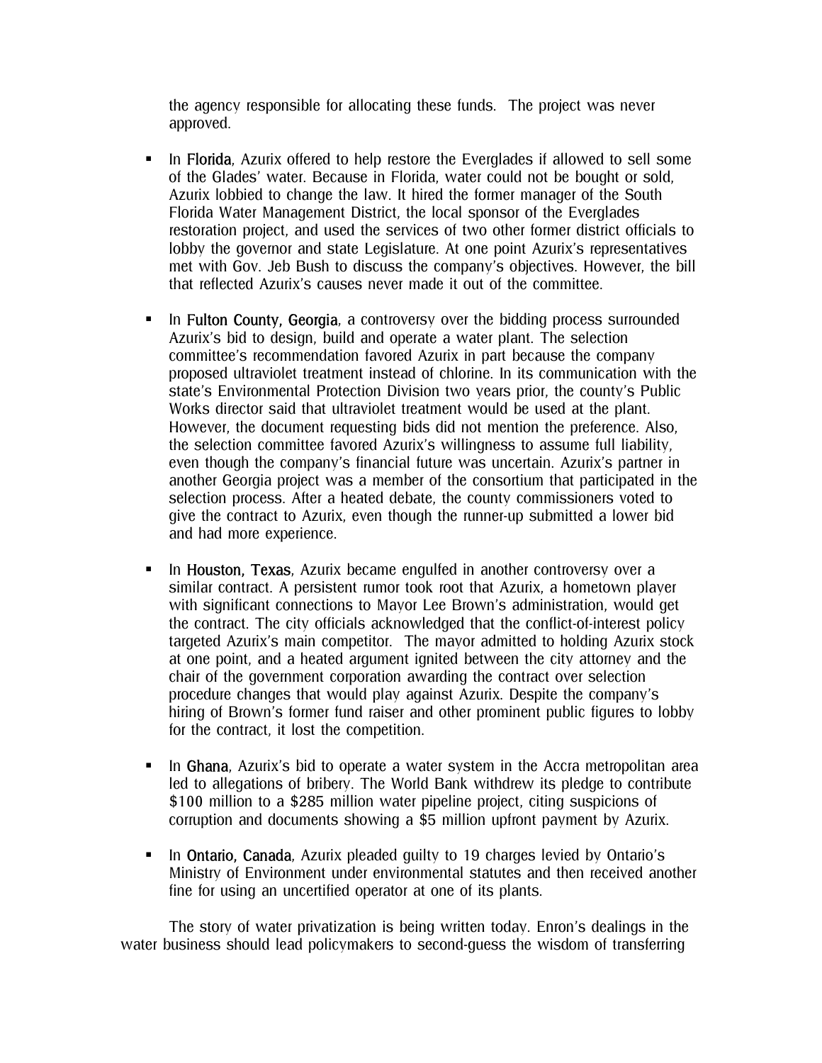the agency responsible for allocating these funds. The project was never approved.

- In **Florida**, Azurix offered to help restore the Everglades if allowed to sell some of the Glades' water. Because in Florida, water could not be bought or sold, Azurix lobbied to change the law. It hired the former manager of the South Florida Water Management District, the local sponsor of the Everglades restoration project, and used the services of two other former district officials to lobby the governor and state Legislature. At one point Azurix's representatives met with Gov. Jeb Bush to discuss the company's objectives. However, the bill that reflected Azurix's causes never made it out of the committee.

- In **Fulton County, Georgia**, a controversy over the bidding process surrounded Azurix's bid to design, build and operate a water plant. The selection committee's recommendation favored Azurix in part because the company proposed ultraviolet treatment instead of chlorine. In its communication with the state's Environmental Protection Division two years prior, the county's Public Works director said that ultraviolet treatment would be used at the plant. However, the document requesting bids did not mention the preference. Also, the selection committee favored Azurix's willingness to assume full liability, even though the company's financial future was uncertain. Azurix's partner in another Georgia project was a member of the consortium that participated in the selection process. After a heated debate, the county commissioners voted to give the contract to Azurix, even though the runner-up submitted a lower bid and had more experience.

- In **Houston, Texas**, Azurix became engulfed in another controversy over a similar contract. A persistent rumor took root that Azurix, a hometown player with significant connections to Mayor Lee Brown's administration, would get the contract. The city officials acknowledged that the conflict-of-interest policy targeted Azurix's main competitor. The mayor admitted to holding Azurix stock at one point, and a heated argument ignited between the city attorney and the chair of the government corporation awarding the contract over selection procedure changes that would play against Azurix. Despite the company's hiring of Brown's former fund raiser and other prominent public figures to lobby for the contract, it lost the competition.

- In **Ghana**, Azurix's bid to operate a water system in the Accra metropolitan area led to allegations of bribery. The World Bank withdrew its pledge to contribute \$100 million to a \$285 million water pipeline project, citing suspicions of corruption and documents showing a \$5 million upfront payment by Azurix.

- In **Ontario, Canada**, Azurix pleaded guilty to 19 charges levied by Ontario's Ministry of Environment under environmental statutes and then received another fine for using an uncertified operator at one of its plants.

The story of water privatization is being written today. Enron's dealings in the water business should lead policymakers to second-guess the wisdom of transferring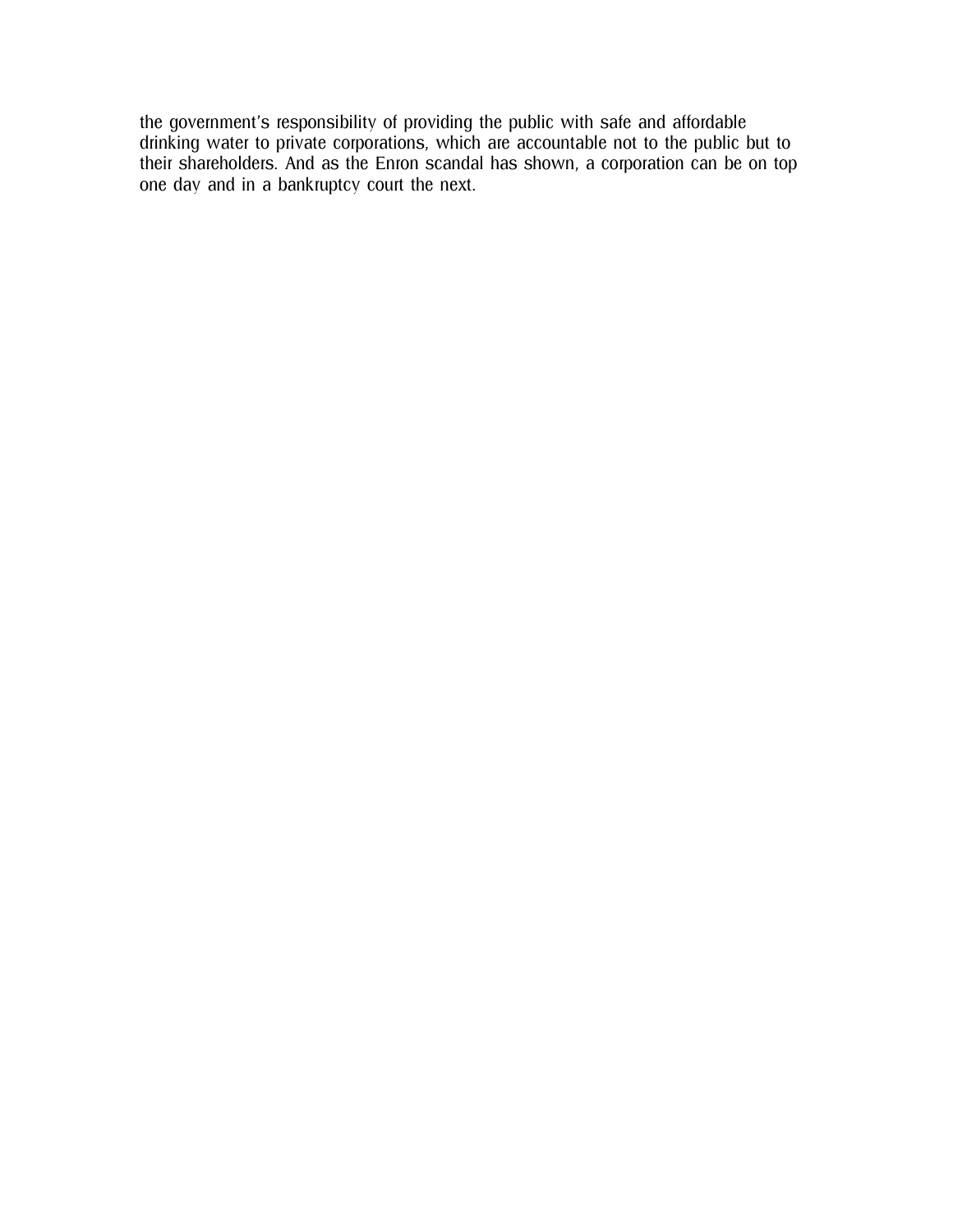the government's responsibility of providing the public with safe and affordable drinking water to private corporations, which are accountable not to the public but to their shareholders. And as the Enron scandal has shown, a corporation can be on top one day and in a bankruptcy court the next.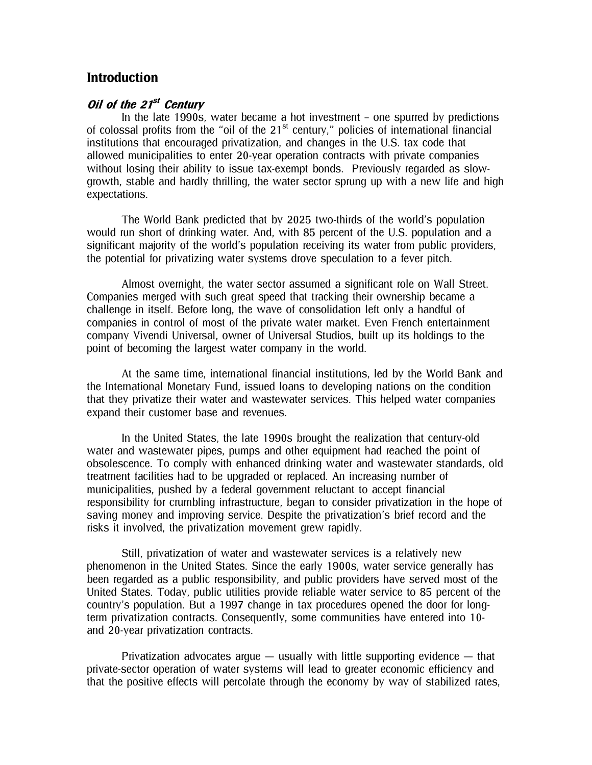## Introduction

### *Oil of the 21st Century*

In the late 1990s, water became a hot investment – one spurred by predictions of colossal profits from the "oil of the 21st century," policies of international financial institutions that encouraged privatization, and changes in the U.S. tax code that allowed municipalities to enter 20-year operation contracts with private companies without losing their ability to issue tax-exempt bonds. Previously regarded as slow-growth, stable and hardly thrilling, the water sector sprung up with a new life and high expectations.

The World Bank predicted that by 2025 two-thirds of the world's population would run short of drinking water. And, with 85 percent of the U.S. population and a significant majority of the world's population receiving its water from public providers, the potential for privatizing water systems drove speculation to a fever pitch.

Almost overnight, the water sector assumed a significant role on Wall Street. Companies merged with such great speed that tracking their ownership became a challenge in itself. Before long, the wave of consolidation left only a handful of companies in control of most of the private water market. Even French entertainment company Vivendi Universal, owner of Universal Studios, built up its holdings to the point of becoming the largest water company in the world.

At the same time, international financial institutions, led by the World Bank and the International Monetary Fund, issued loans to developing nations on the condition that they privatize their water and wastewater services. This helped water companies expand their customer base and revenues.

In the United States, the late 1990s brought the realization that century-old water and wastewater pipes, pumps and other equipment had reached the point of obsolescence. To comply with enhanced drinking water and wastewater standards, old treatment facilities had to be upgraded or replaced. An increasing number of municipalities, pushed by a federal government reluctant to accept financial responsibility for crumbling infrastructure, began to consider privatization in the hope of saving money and improving service. Despite the privatization's brief record and the risks it involved, the privatization movement grew rapidly.

Still, privatization of water and wastewater services is a relatively new phenomenon in the United States. Since the early 1900s, water service generally has been regarded as a public responsibility, and public providers have served most of the United States. Today, public utilities provide reliable water service to 85 percent of the country's population. But a 1997 change in tax procedures opened the door for long-term privatization contracts. Consequently, some communities have entered into 10- and 20-year privatization contracts.

Privatization advocates argue — usually with little supporting evidence — that private-sector operation of water systems will lead to greater economic efficiency and that the positive effects will percolate through the economy by way of stabilized rates,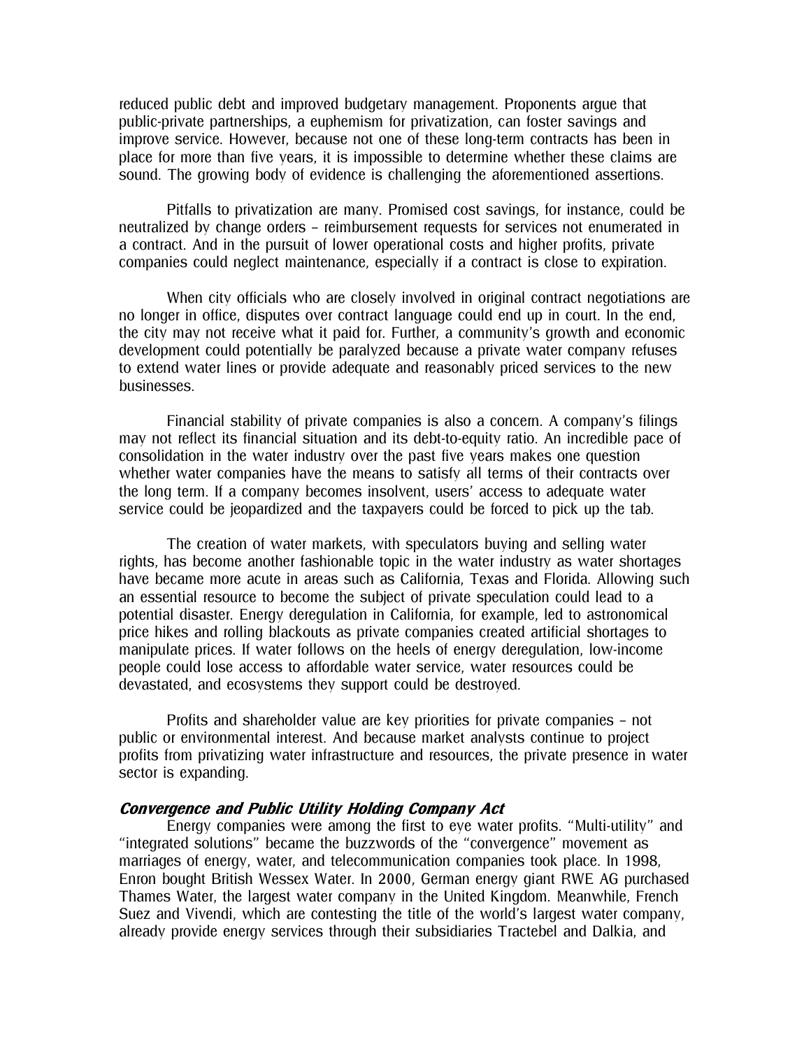reduced public debt and improved budgetary management. Proponents argue that public-private partnerships, a euphemism for privatization, can foster savings and improve service. However, because not one of these long-term contracts has been in place for more than five years, it is impossible to determine whether these claims are sound. The growing body of evidence is challenging the aforementioned assertions.

Pitfalls to privatization are many. Promised cost savings, for instance, could be neutralized by change orders – reimbursement requests for services not enumerated in a contract. And in the pursuit of lower operational costs and higher profits, private companies could neglect maintenance, especially if a contract is close to expiration.

When city officials who are closely involved in original contract negotiations are no longer in office, disputes over contract language could end up in court. In the end, the city may not receive what it paid for. Further, a community's growth and economic development could potentially be paralyzed because a private water company refuses to extend water lines or provide adequate and reasonably priced services to the new businesses.

Financial stability of private companies is also a concern. A company's filings may not reflect its financial situation and its debt-to-equity ratio. An incredible pace of consolidation in the water industry over the past five years makes one question whether water companies have the means to satisfy all terms of their contracts over the long term. If a company becomes insolvent, users' access to adequate water service could be jeopardized and the taxpayers could be forced to pick up the tab.

The creation of water markets, with speculators buying and selling water rights, has become another fashionable topic in the water industry as water shortages have became more acute in areas such as California, Texas and Florida. Allowing such an essential resource to become the subject of private speculation could lead to a potential disaster. Energy deregulation in California, for example, led to astronomical price hikes and rolling blackouts as private companies created artificial shortages to manipulate prices. If water follows on the heels of energy deregulation, low-income people could lose access to affordable water service, water resources could be devastated, and ecosystems they support could be destroyed.

Profits and shareholder value are key priorities for private companies – not public or environmental interest. And because market analysts continue to project profits from privatizing water infrastructure and resources, the private presence in water sector is expanding.

### *Convergence and Public Utility Holding Company Act*

Energy companies were among the first to eye water profits. "Multi-utility" and "integrated solutions" became the buzzwords of the "convergence" movement as marriages of energy, water, and telecommunication companies took place. In 1998, Enron bought British Wessex Water. In 2000, German energy giant RWE AG purchased Thames Water, the largest water company in the United Kingdom. Meanwhile, French Suez and Vivendi, which are contesting the title of the world's largest water company, already provide energy services through their subsidiaries Tractebel and Dalkia, and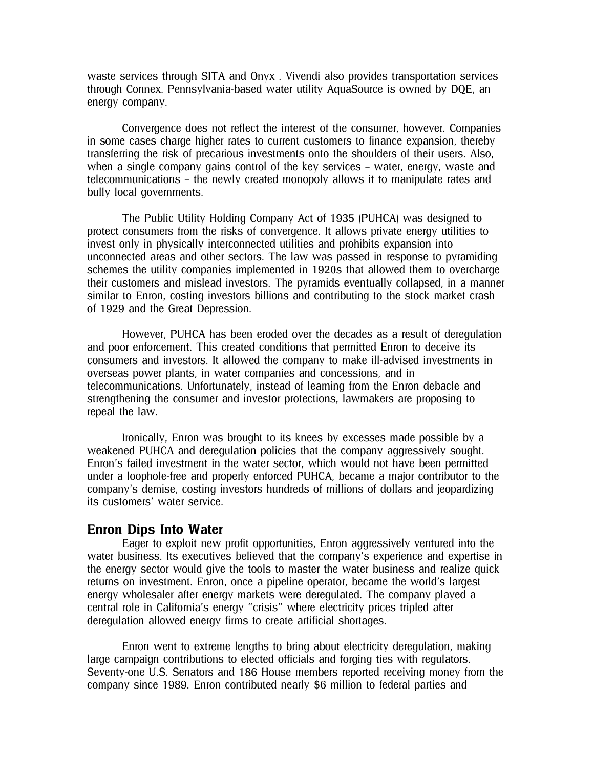waste services through SITA and Onyx . Vivendi also provides transportation services through Connex. Pennsylvania-based water utility AquaSource is owned by DQE, an energy company.

Convergence does not reflect the interest of the consumer, however. Companies in some cases charge higher rates to current customers to finance expansion, thereby transferring the risk of precarious investments onto the shoulders of their users. Also, when a single company gains control of the key services – water, energy, waste and telecommunications – the newly created monopoly allows it to manipulate rates and bully local governments.

The Public Utility Holding Company Act of 1935 (PUHCA) was designed to protect consumers from the risks of convergence. It allows private energy utilities to invest only in physically interconnected utilities and prohibits expansion into unconnected areas and other sectors. The law was passed in response to pyramiding schemes the utility companies implemented in 1920s that allowed them to overcharge their customers and mislead investors. The pyramids eventually collapsed, in a manner similar to Enron, costing investors billions and contributing to the stock market crash of 1929 and the Great Depression.

However, PUHCA has been eroded over the decades as a result of deregulation and poor enforcement. This created conditions that permitted Enron to deceive its consumers and investors. It allowed the company to make ill-advised investments in overseas power plants, in water companies and concessions, and in telecommunications. Unfortunately, instead of learning from the Enron debacle and strengthening the consumer and investor protections, lawmakers are proposing to repeal the law.

Ironically, Enron was brought to its knees by excesses made possible by a weakened PUHCA and deregulation policies that the company aggressively sought. Enron's failed investment in the water sector, which would not have been permitted under a loophole-free and properly enforced PUHCA, became a major contributor to the company's demise, costing investors hundreds of millions of dollars and jeopardizing its customers' water service.

## Enron Dips Into Water

Eager to exploit new profit opportunities, Enron aggressively ventured into the water business. Its executives believed that the company's experience and expertise in the energy sector would give the tools to master the water business and realize quick returns on investment. Enron, once a pipeline operator, became the world's largest energy wholesaler after energy markets were deregulated. The company played a central role in California's energy "crisis" where electricity prices tripled after deregulation allowed energy firms to create artificial shortages.

Enron went to extreme lengths to bring about electricity deregulation, making large campaign contributions to elected officials and forging ties with regulators. Seventy-one U.S. Senators and 186 House members reported receiving money from the company since 1989. Enron contributed nearly $6 million to federal parties and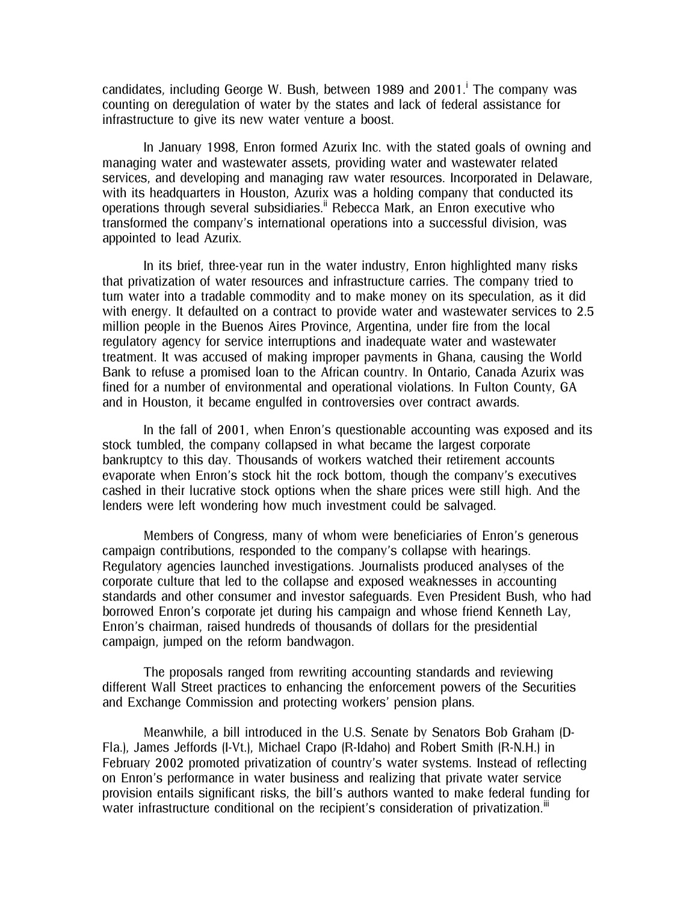candidates, including George W. Bush, between 1989 and 2001.[i] The company was counting on deregulation of water by the states and lack of federal assistance for infrastructure to give its new water venture a boost.

In January 1998, Enron formed Azurix Inc. with the stated goals of owning and managing water and wastewater assets, providing water and wastewater related services, and developing and managing raw water resources. Incorporated in Delaware, with its headquarters in Houston, Azurix was a holding company that conducted its operations through several subsidiaries.[ii] Rebecca Mark, an Enron executive who transformed the company's international operations into a successful division, was appointed to lead Azurix.

In its brief, three-year run in the water industry, Enron highlighted many risks that privatization of water resources and infrastructure carries. The company tried to turn water into a tradable commodity and to make money on its speculation, as it did with energy. It defaulted on a contract to provide water and wastewater services to 2.5 million people in the Buenos Aires Province, Argentina, under fire from the local regulatory agency for service interruptions and inadequate water and wastewater treatment. It was accused of making improper payments in Ghana, causing the World Bank to refuse a promised loan to the African country. In Ontario, Canada Azurix was fined for a number of environmental and operational violations. In Fulton County, GA and in Houston, it became engulfed in controversies over contract awards.

In the fall of 2001, when Enron's questionable accounting was exposed and its stock tumbled, the company collapsed in what became the largest corporate bankruptcy to this day. Thousands of workers watched their retirement accounts evaporate when Enron's stock hit the rock bottom, though the company's executives cashed in their lucrative stock options when the share prices were still high. And the lenders were left wondering how much investment could be salvaged.

Members of Congress, many of whom were beneficiaries of Enron's generous campaign contributions, responded to the company's collapse with hearings. Regulatory agencies launched investigations. Journalists produced analyses of the corporate culture that led to the collapse and exposed weaknesses in accounting standards and other consumer and investor safeguards. Even President Bush, who had borrowed Enron's corporate jet during his campaign and whose friend Kenneth Lay, Enron's chairman, raised hundreds of thousands of dollars for the presidential campaign, jumped on the reform bandwagon.

The proposals ranged from rewriting accounting standards and reviewing different Wall Street practices to enhancing the enforcement powers of the Securities and Exchange Commission and protecting workers' pension plans.

Meanwhile, a bill introduced in the U.S. Senate by Senators Bob Graham (D-Fla.), James Jeffords (I-Vt.), Michael Crapo (R-Idaho) and Robert Smith (R-N.H.) in February 2002 promoted privatization of country's water systems. Instead of reflecting on Enron's performance in water business and realizing that private water service provision entails significant risks, the bill's authors wanted to make federal funding for water infrastructure conditional on the recipient's consideration of privatization.[iii]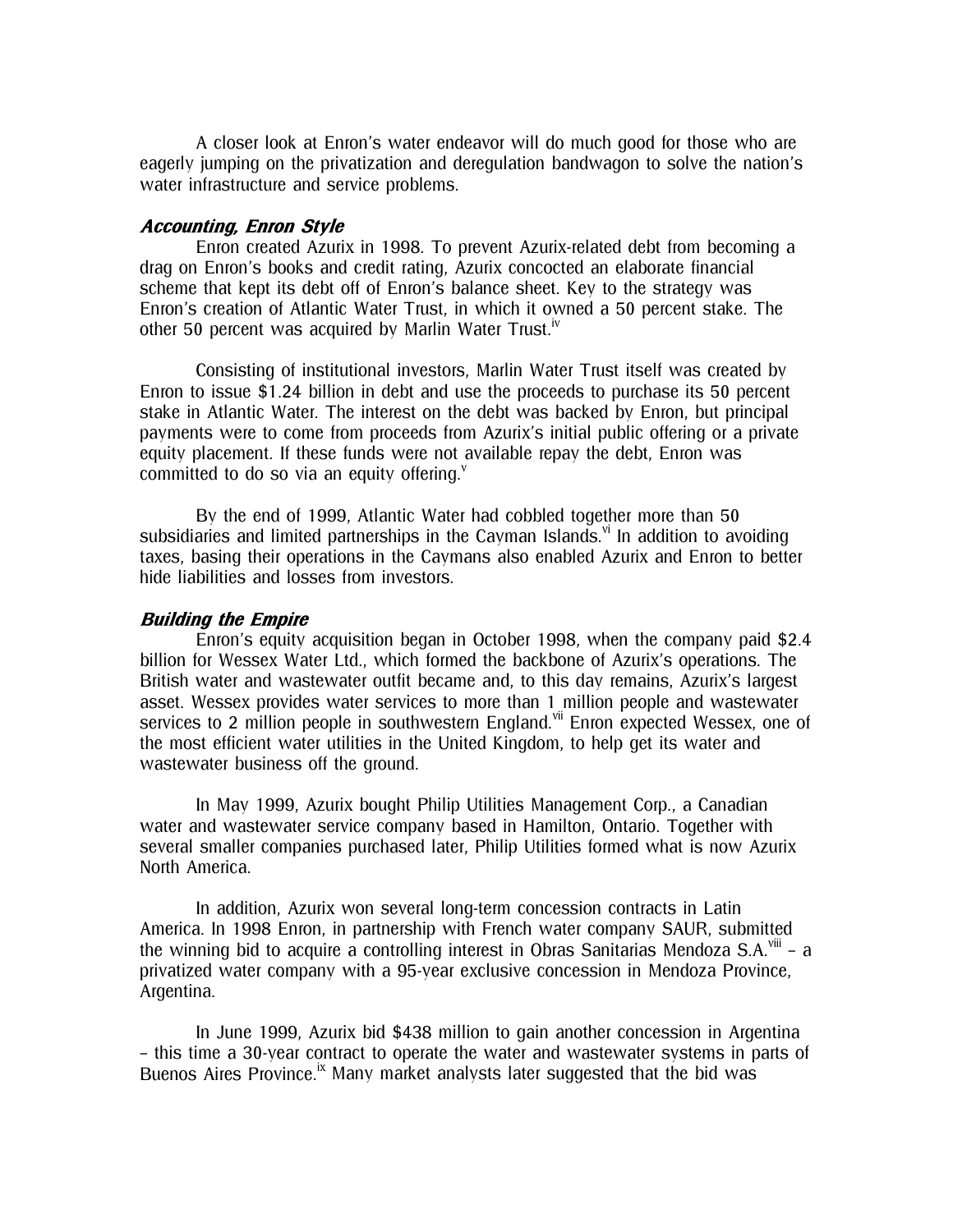A closer look at Enron's water endeavor will do much good for those who are eagerly jumping on the privatization and deregulation bandwagon to solve the nation's water infrastructure and service problems.

### *Accounting, Enron Style*

Enron created Azurix in 1998. To prevent Azurix-related debt from becoming a drag on Enron's books and credit rating, Azurix concocted an elaborate financial scheme that kept its debt off of Enron's balance sheet. Key to the strategy was Enron's creation of Atlantic Water Trust, in which it owned a 50 percent stake. The other 50 percent was acquired by Marlin Water Trust.[iv]

Consisting of institutional investors, Marlin Water Trust itself was created by Enron to issue $1.24 billion in debt and use the proceeds to purchase its 50 percent stake in Atlantic Water. The interest on the debt was backed by Enron, but principal payments were to come from proceeds from Azurix's initial public offering or a private equity placement. If these funds were not available repay the debt, Enron was committed to do so via an equity offering.[v]

By the end of 1999, Atlantic Water had cobbled together more than 50 subsidiaries and limited partnerships in the Cayman Islands.[vi] In addition to avoiding taxes, basing their operations in the Caymans also enabled Azurix and Enron to better hide liabilities and losses from investors.

### *Building the Empire*

Enron's equity acquisition began in October 1998, when the company paid $2.4 billion for Wessex Water Ltd., which formed the backbone of Azurix's operations. The British water and wastewater outfit became and, to this day remains, Azurix's largest asset. Wessex provides water services to more than 1 million people and wastewater services to 2 million people in southwestern England.[vii] Enron expected Wessex, one of the most efficient water utilities in the United Kingdom, to help get its water and wastewater business off the ground.

In May 1999, Azurix bought Philip Utilities Management Corp., a Canadian water and wastewater service company based in Hamilton, Ontario. Together with several smaller companies purchased later, Philip Utilities formed what is now Azurix North America.

In addition, Azurix won several long-term concession contracts in Latin America. In 1998 Enron, in partnership with French water company SAUR, submitted the winning bid to acquire a controlling interest in Obras Sanitarias Mendoza S.A.[viii] – a privatized water company with a 95-year exclusive concession in Mendoza Province, Argentina.

In June 1999, Azurix bid $438 million to gain another concession in Argentina – this time a 30-year contract to operate the water and wastewater systems in parts of Buenos Aires Province.[ix] Many market analysts later suggested that the bid was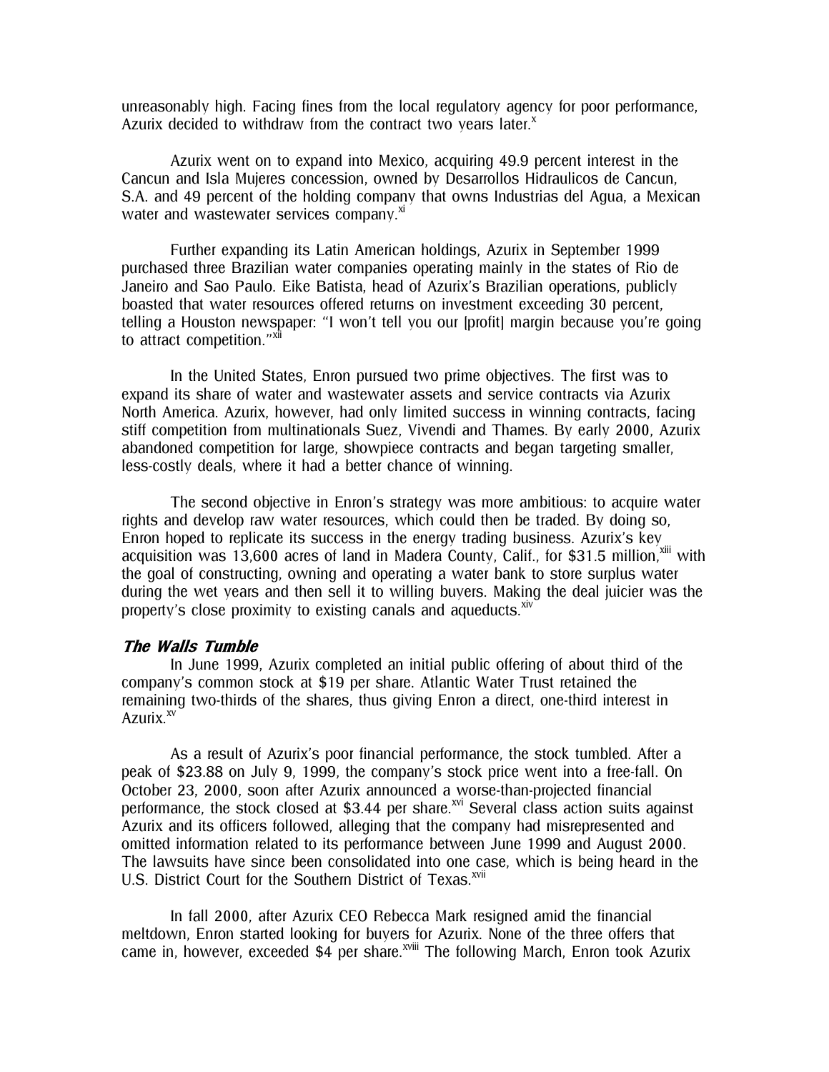unreasonably high. Facing fines from the local regulatory agency for poor performance, Azurix decided to withdraw from the contract two years later.[x]

Azurix went on to expand into Mexico, acquiring 49.9 percent interest in the Cancun and Isla Mujeres concession, owned by Desarrollos Hidraulicos de Cancun, S.A. and 49 percent of the holding company that owns Industrias del Agua, a Mexican water and wastewater services company.[xi]

Further expanding its Latin American holdings, Azurix in September 1999 purchased three Brazilian water companies operating mainly in the states of Rio de Janeiro and Sao Paulo. Eike Batista, head of Azurix's Brazilian operations, publicly boasted that water resources offered returns on investment exceeding 30 percent, telling a Houston newspaper: "I won't tell you our [profit] margin because you're going to attract competition."[xii]

In the United States, Enron pursued two prime objectives. The first was to expand its share of water and wastewater assets and service contracts via Azurix North America. Azurix, however, had only limited success in winning contracts, facing stiff competition from multinationals Suez, Vivendi and Thames. By early 2000, Azurix abandoned competition for large, showpiece contracts and began targeting smaller, less-costly deals, where it had a better chance of winning.

The second objective in Enron's strategy was more ambitious: to acquire water rights and develop raw water resources, which could then be traded. By doing so, Enron hoped to replicate its success in the energy trading business. Azurix's key acquisition was 13,600 acres of land in Madera County, Calif., for $31.5 million,[xiii] with the goal of constructing, owning and operating a water bank to store surplus water during the wet years and then sell it to willing buyers. Making the deal juicier was the property's close proximity to existing canals and aqueducts.[xiv]

### *The Walls Tumble*

In June 1999, Azurix completed an initial public offering of about third of the company's common stock at $19 per share. Atlantic Water Trust retained the remaining two-thirds of the shares, thus giving Enron a direct, one-third interest in Azurix.[xv]

As a result of Azurix's poor financial performance, the stock tumbled. After a peak of $23.88 on July 9, 1999, the company's stock price went into a free-fall. On October 23, 2000, soon after Azurix announced a worse-than-projected financial performance, the stock closed at $3.44 per share.[xvi] Several class action suits against Azurix and its officers followed, alleging that the company had misrepresented and omitted information related to its performance between June 1999 and August 2000. The lawsuits have since been consolidated into one case, which is being heard in the U.S. District Court for the Southern District of Texas.[xvii]

In fall 2000, after Azurix CEO Rebecca Mark resigned amid the financial meltdown, Enron started looking for buyers for Azurix. None of the three offers that came in, however, exceeded $4 per share.[xviii] The following March, Enron took Azurix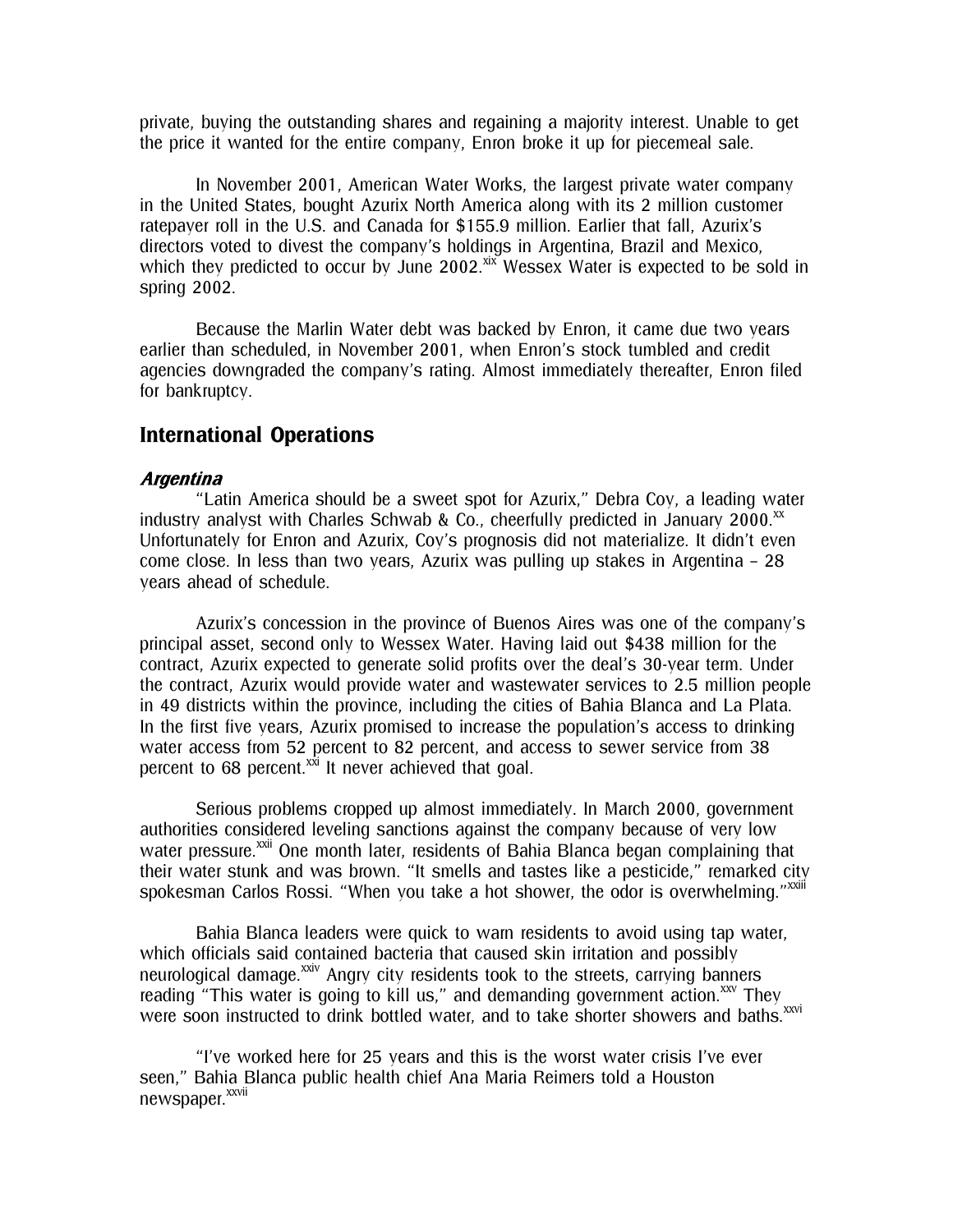private, buying the outstanding shares and regaining a majority interest. Unable to get the price it wanted for the entire company, Enron broke it up for piecemeal sale.

In November 2001, American Water Works, the largest private water company in the United States, bought Azurix North America along with its 2 million customer ratepayer roll in the U.S. and Canada for $155.9 million. Earlier that fall, Azurix's directors voted to divest the company's holdings in Argentina, Brazil and Mexico, which they predicted to occur by June 2002.[xix] Wessex Water is expected to be sold in spring 2002.

Because the Marlin Water debt was backed by Enron, it came due two years earlier than scheduled, in November 2001, when Enron's stock tumbled and credit agencies downgraded the company's rating. Almost immediately thereafter, Enron filed for bankruptcy.

## International Operations

### *Argentina*

"Latin America should be a sweet spot for Azurix," Debra Coy, a leading water industry analyst with Charles Schwab & Co., cheerfully predicted in January 2000.[xx] Unfortunately for Enron and Azurix, Coy's prognosis did not materialize. It didn't even come close. In less than two years, Azurix was pulling up stakes in Argentina – 28 years ahead of schedule.

Azurix's concession in the province of Buenos Aires was one of the company's principal asset, second only to Wessex Water. Having laid out $438 million for the contract, Azurix expected to generate solid profits over the deal's 30-year term. Under the contract, Azurix would provide water and wastewater services to 2.5 million people in 49 districts within the province, including the cities of Bahia Blanca and La Plata. In the first five years, Azurix promised to increase the population's access to drinking water access from 52 percent to 82 percent, and access to sewer service from 38 percent to 68 percent.[xxi] It never achieved that goal.

Serious problems cropped up almost immediately. In March 2000, government authorities considered leveling sanctions against the company because of very low water pressure.[xxii] One month later, residents of Bahia Blanca began complaining that their water stunk and was brown. "It smells and tastes like a pesticide," remarked city spokesman Carlos Rossi. "When you take a hot shower, the odor is overwhelming."[xxiii]

Bahia Blanca leaders were quick to warn residents to avoid using tap water, which officials said contained bacteria that caused skin irritation and possibly neurological damage.[xxiv] Angry city residents took to the streets, carrying banners reading "This water is going to kill us," and demanding government action.[xxv] They were soon instructed to drink bottled water, and to take shorter showers and baths.[xxvi]

"I've worked here for 25 years and this is the worst water crisis I've ever seen," Bahia Blanca public health chief Ana Maria Reimers told a Houston newspaper.[xxvii]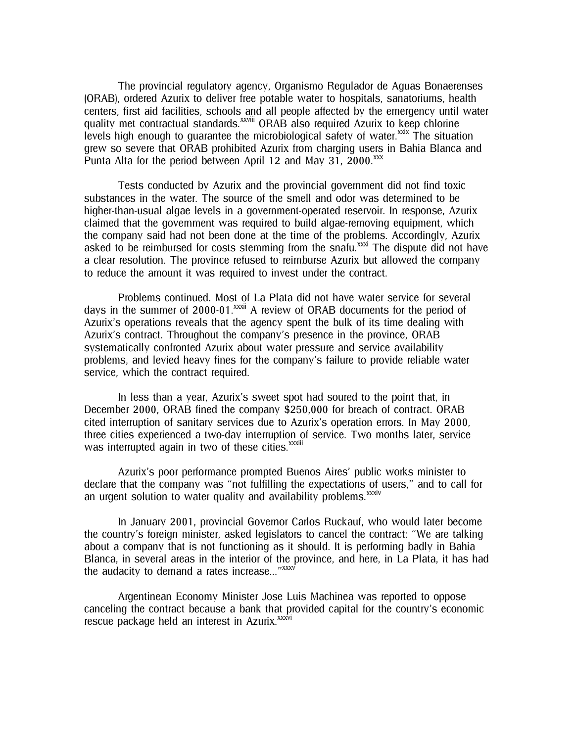The provincial regulatory agency, Organismo Regulador de Aguas Bonaerenses (ORAB), ordered Azurix to deliver free potable water to hospitals, sanatoriums, health centers, first aid facilities, schools and all people affected by the emergency until water quality met contractual standards.[xxviii] ORAB also required Azurix to keep chlorine levels high enough to guarantee the microbiological safety of water.[xxix] The situation grew so severe that ORAB prohibited Azurix from charging users in Bahia Blanca and Punta Alta for the period between April 12 and May 31, 2000.[xxx]

Tests conducted by Azurix and the provincial government did not find toxic substances in the water. The source of the smell and odor was determined to be higher-than-usual algae levels in a government-operated reservoir. In response, Azurix claimed that the government was required to build algae-removing equipment, which the company said had not been done at the time of the problems. Accordingly, Azurix asked to be reimbursed for costs stemming from the snafu.[xxxi] The dispute did not have a clear resolution. The province refused to reimburse Azurix but allowed the company to reduce the amount it was required to invest under the contract.

Problems continued. Most of La Plata did not have water service for several days in the summer of 2000-01.[xxxii] A review of ORAB documents for the period of Azurix's operations reveals that the agency spent the bulk of its time dealing with Azurix's contract. Throughout the company's presence in the province, ORAB systematically confronted Azurix about water pressure and service availability problems, and levied heavy fines for the company's failure to provide reliable water service, which the contract required.

In less than a year, Azurix's sweet spot had soured to the point that, in December 2000, ORAB fined the company $250,000 for breach of contract. ORAB cited interruption of sanitary services due to Azurix's operation errors. In May 2000, three cities experienced a two-day interruption of service. Two months later, service was interrupted again in two of these cities.[xxxiii]

Azurix's poor performance prompted Buenos Aires' public works minister to declare that the company was "not fulfilling the expectations of users," and to call for an urgent solution to water quality and availability problems.[xxxiv]

In January 2001, provincial Governor Carlos Ruckauf, who would later become the country's foreign minister, asked legislators to cancel the contract: "We are talking about a company that is not functioning as it should. It is performing badly in Bahia Blanca, in several areas in the interior of the province, and here, in La Plata, it has had the audacity to demand a rates increase..."[xxxv]

Argentinean Economy Minister Jose Luis Machinea was reported to oppose canceling the contract because a bank that provided capital for the country's economic rescue package held an interest in Azurix.[xxxvi]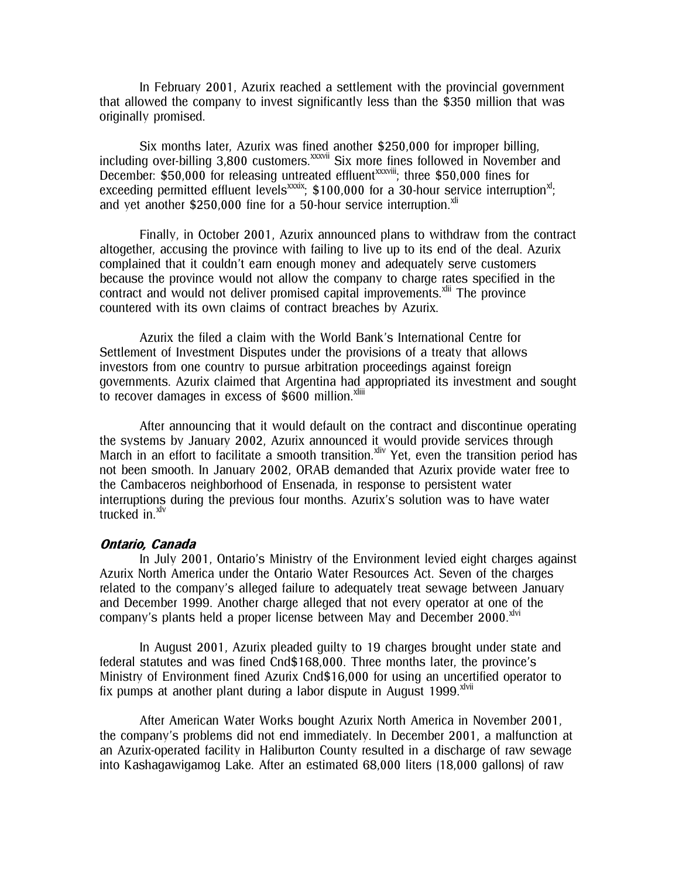In February 2001, Azurix reached a settlement with the provincial government that allowed the company to invest significantly less than the $350 million that was originally promised.

Six months later, Azurix was fined another $250,000 for improper billing, including over-billing 3,800 customers.[xxxvii] Six more fines followed in November and December: $50,000 for releasing untreated effluent[xxxviii]; three $50,000 fines for exceeding permitted effluent levels[xxxix]; $100,000 for a 30-hour service interruption[xl]; and yet another $250,000 fine for a 50-hour service interruption.[xli]

Finally, in October 2001, Azurix announced plans to withdraw from the contract altogether, accusing the province with failing to live up to its end of the deal. Azurix complained that it couldn't earn enough money and adequately serve customers because the province would not allow the company to charge rates specified in the contract and would not deliver promised capital improvements.[xlii] The province countered with its own claims of contract breaches by Azurix.

Azurix the filed a claim with the World Bank's International Centre for Settlement of Investment Disputes under the provisions of a treaty that allows investors from one country to pursue arbitration proceedings against foreign governments. Azurix claimed that Argentina had appropriated its investment and sought to recover damages in excess of $600 million.[xliii]

After announcing that it would default on the contract and discontinue operating the systems by January 2002, Azurix announced it would provide services through March in an effort to facilitate a smooth transition.[xliv] Yet, even the transition period has not been smooth. In January 2002, ORAB demanded that Azurix provide water free to the Cambaceros neighborhood of Ensenada, in response to persistent water interruptions during the previous four months. Azurix's solution was to have water trucked in.[xlv]

***Ontario, Canada***

In July 2001, Ontario's Ministry of the Environment levied eight charges against Azurix North America under the Ontario Water Resources Act. Seven of the charges related to the company's alleged failure to adequately treat sewage between January and December 1999. Another charge alleged that not every operator at one of the company's plants held a proper license between May and December 2000.[xlvi]

In August 2001, Azurix pleaded guilty to 19 charges brought under state and federal statutes and was fined Cnd$168,000. Three months later, the province's Ministry of Environment fined Azurix Cnd$16,000 for using an uncertified operator to fix pumps at another plant during a labor dispute in August 1999.[xlvii]

After American Water Works bought Azurix North America in November 2001, the company's problems did not end immediately. In December 2001, a malfunction at an Azurix-operated facility in Haliburton County resulted in a discharge of raw sewage into Kashagawigamog Lake. After an estimated 68,000 liters (18,000 gallons) of raw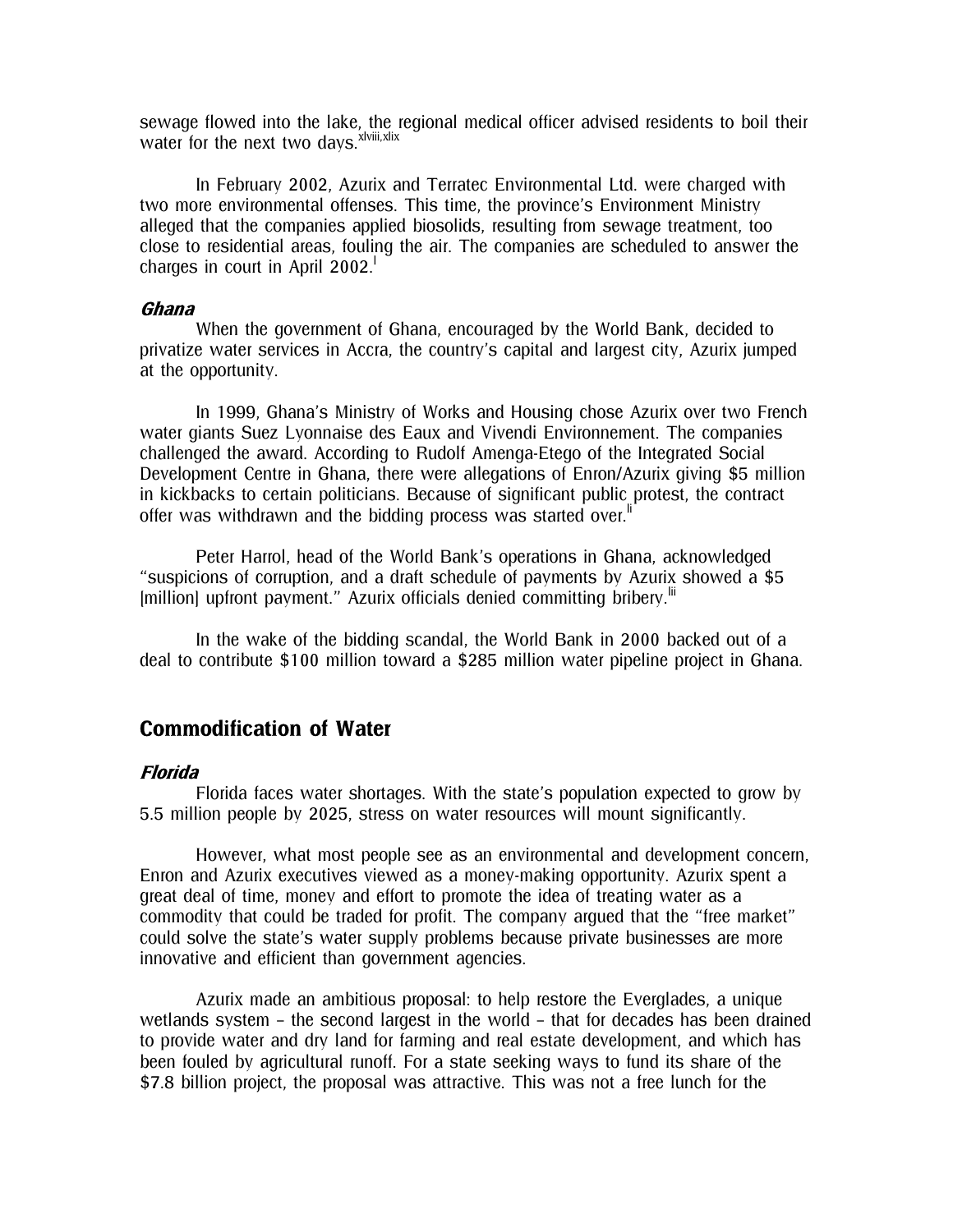sewage flowed into the lake, the regional medical officer advised residents to boil their water for the next two days.[xlviii,xlix]

In February 2002, Azurix and Terratec Environmental Ltd. were charged with two more environmental offenses. This time, the province's Environment Ministry alleged that the companies applied biosolids, resulting from sewage treatment, too close to residential areas, fouling the air. The companies are scheduled to answer the charges in court in April 2002.[l]

### *Ghana*

When the government of Ghana, encouraged by the World Bank, decided to privatize water services in Accra, the country's capital and largest city, Azurix jumped at the opportunity.

In 1999, Ghana's Ministry of Works and Housing chose Azurix over two French water giants Suez Lyonnaise des Eaux and Vivendi Environnement. The companies challenged the award. According to Rudolf Amenga-Etego of the Integrated Social Development Centre in Ghana, there were allegations of Enron/Azurix giving $5 million in kickbacks to certain politicians. Because of significant public protest, the contract offer was withdrawn and the bidding process was started over.[li]

Peter Harrol, head of the World Bank's operations in Ghana, acknowledged "suspicions of corruption, and a draft schedule of payments by Azurix showed a $5 [million] upfront payment." Azurix officials denied committing bribery.[lii]

In the wake of the bidding scandal, the World Bank in 2000 backed out of a deal to contribute $100 million toward a $285 million water pipeline project in Ghana.

## Commodification of Water

### *Florida*

Florida faces water shortages. With the state's population expected to grow by 5.5 million people by 2025, stress on water resources will mount significantly.

However, what most people see as an environmental and development concern, Enron and Azurix executives viewed as a money-making opportunity. Azurix spent a great deal of time, money and effort to promote the idea of treating water as a commodity that could be traded for profit. The company argued that the "free market" could solve the state's water supply problems because private businesses are more innovative and efficient than government agencies.

Azurix made an ambitious proposal: to help restore the Everglades, a unique wetlands system – the second largest in the world – that for decades has been drained to provide water and dry land for farming and real estate development, and which has been fouled by agricultural runoff. For a state seeking ways to fund its share of the $7.8 billion project, the proposal was attractive. This was not a free lunch for the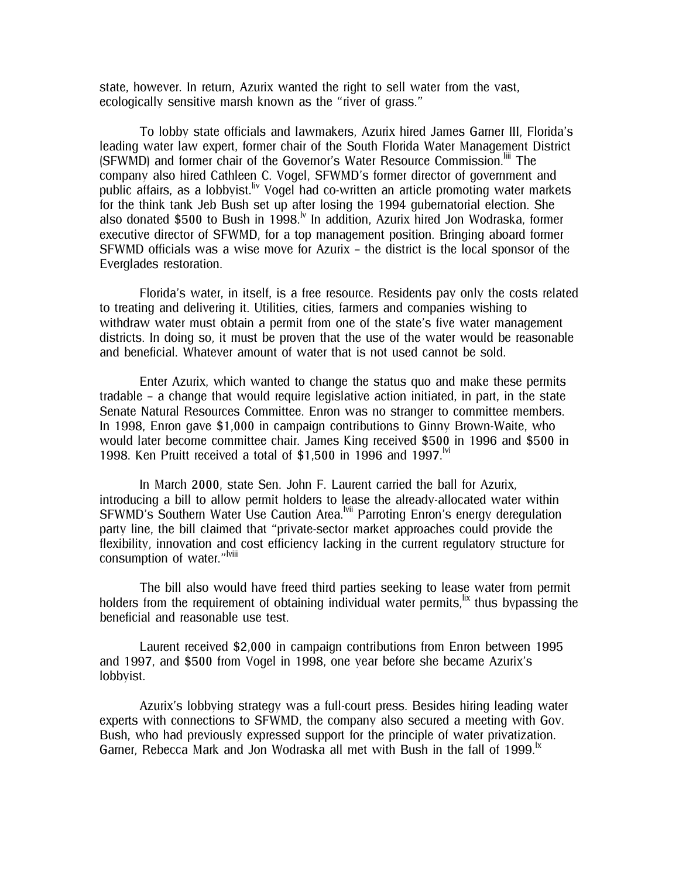state, however. In return, Azurix wanted the right to sell water from the vast, ecologically sensitive marsh known as the "river of grass."

To lobby state officials and lawmakers, Azurix hired James Garner III, Florida's leading water law expert, former chair of the South Florida Water Management District (SFWMD) and former chair of the Governor's Water Resource Commission.[liii] The company also hired Cathleen C. Vogel, SFWMD's former director of government and public affairs, as a lobbyist.[liv] Vogel had co-written an article promoting water markets for the think tank Jeb Bush set up after losing the 1994 gubernatorial election. She also donated $500 to Bush in 1998.[lv] In addition, Azurix hired Jon Wodraska, former executive director of SFWMD, for a top management position. Bringing aboard former SFWMD officials was a wise move for Azurix – the district is the local sponsor of the Everglades restoration.

Florida's water, in itself, is a free resource. Residents pay only the costs related to treating and delivering it. Utilities, cities, farmers and companies wishing to withdraw water must obtain a permit from one of the state's five water management districts. In doing so, it must be proven that the use of the water would be reasonable and beneficial. Whatever amount of water that is not used cannot be sold.

Enter Azurix, which wanted to change the status quo and make these permits tradable – a change that would require legislative action initiated, in part, in the state Senate Natural Resources Committee. Enron was no stranger to committee members. In 1998, Enron gave $1,000 in campaign contributions to Ginny Brown-Waite, who would later become committee chair. James King received $500 in 1996 and $500 in 1998. Ken Pruitt received a total of $1,500 in 1996 and 1997.[lvi]

In March 2000, state Sen. John F. Laurent carried the ball for Azurix, introducing a bill to allow permit holders to lease the already-allocated water within SFWMD's Southern Water Use Caution Area.[lvii] Parroting Enron's energy deregulation party line, the bill claimed that "private-sector market approaches could provide the flexibility, innovation and cost efficiency lacking in the current regulatory structure for consumption of water."[lviii]

The bill also would have freed third parties seeking to lease water from permit holders from the requirement of obtaining individual water permits,[lix] thus bypassing the beneficial and reasonable use test.

Laurent received $2,000 in campaign contributions from Enron between 1995 and 1997, and $500 from Vogel in 1998, one year before she became Azurix's lobbyist.

Azurix's lobbying strategy was a full-court press. Besides hiring leading water experts with connections to SFWMD, the company also secured a meeting with Gov. Bush, who had previously expressed support for the principle of water privatization. Garner, Rebecca Mark and Jon Wodraska all met with Bush in the fall of 1999.[lx]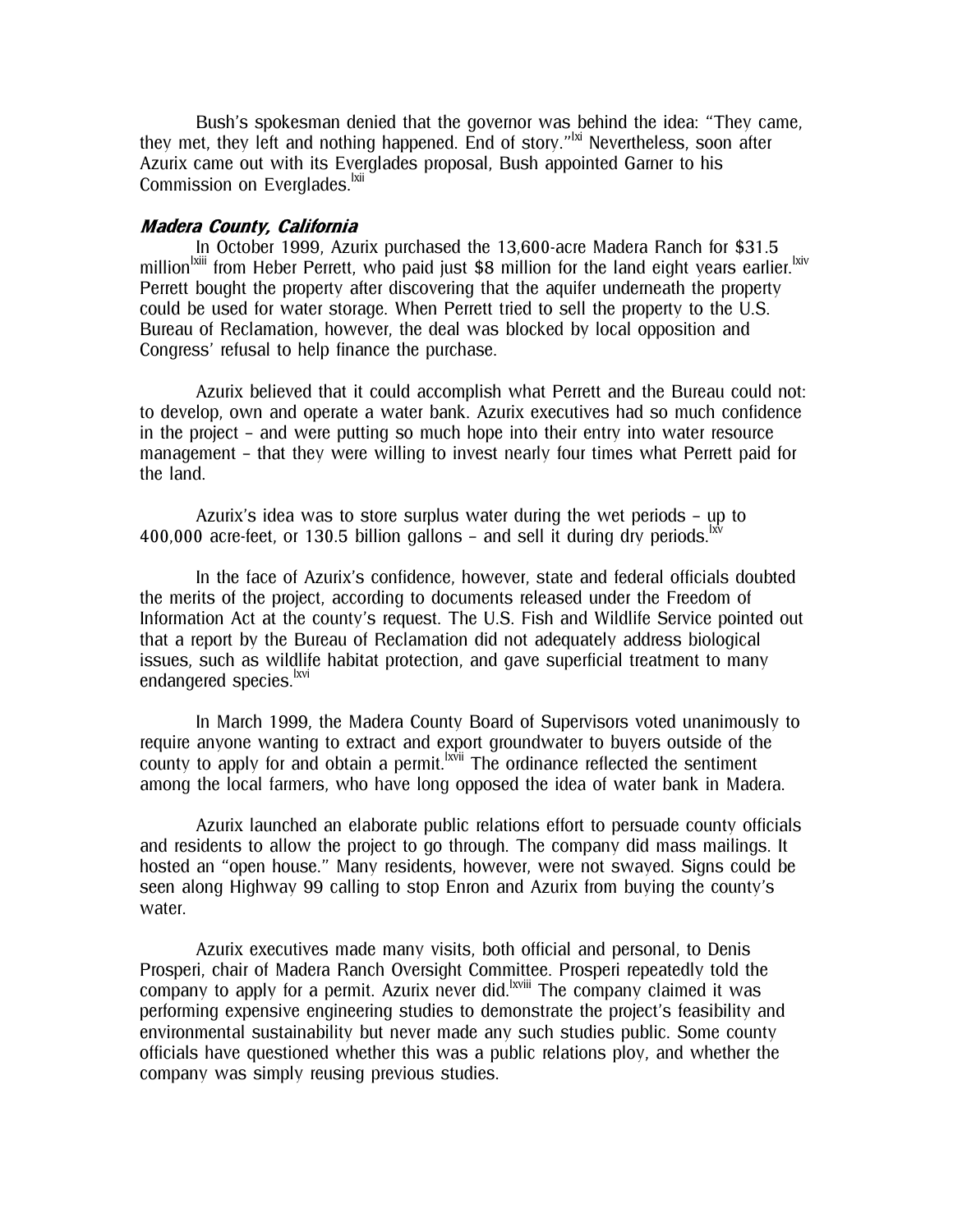Bush's spokesman denied that the governor was behind the idea: "They came, they met, they left and nothing happened. End of story."[lxi] Nevertheless, soon after Azurix came out with its Everglades proposal, Bush appointed Garner to his Commission on Everglades.[lxii]

### *Madera County, California*

In October 1999, Azurix purchased the 13,600-acre Madera Ranch for $31.5 million[lxiii] from Heber Perrett, who paid just $8 million for the land eight years earlier.[lxiv] Perrett bought the property after discovering that the aquifer underneath the property could be used for water storage. When Perrett tried to sell the property to the U.S. Bureau of Reclamation, however, the deal was blocked by local opposition and Congress' refusal to help finance the purchase.

Azurix believed that it could accomplish what Perrett and the Bureau could not: to develop, own and operate a water bank. Azurix executives had so much confidence in the project – and were putting so much hope into their entry into water resource management – that they were willing to invest nearly four times what Perrett paid for the land.

Azurix's idea was to store surplus water during the wet periods – up to 400,000 acre-feet, or 130.5 billion gallons – and sell it during dry periods.[lxv]

In the face of Azurix's confidence, however, state and federal officials doubted the merits of the project, according to documents released under the Freedom of Information Act at the county's request. The U.S. Fish and Wildlife Service pointed out that a report by the Bureau of Reclamation did not adequately address biological issues, such as wildlife habitat protection, and gave superficial treatment to many endangered species.[lxvi]

In March 1999, the Madera County Board of Supervisors voted unanimously to require anyone wanting to extract and export groundwater to buyers outside of the county to apply for and obtain a permit.[lxvii] The ordinance reflected the sentiment among the local farmers, who have long opposed the idea of water bank in Madera.

Azurix launched an elaborate public relations effort to persuade county officials and residents to allow the project to go through. The company did mass mailings. It hosted an "open house." Many residents, however, were not swayed. Signs could be seen along Highway 99 calling to stop Enron and Azurix from buying the county's water.

Azurix executives made many visits, both official and personal, to Denis Prosperi, chair of Madera Ranch Oversight Committee. Prosperi repeatedly told the company to apply for a permit. Azurix never did.[lxviii] The company claimed it was performing expensive engineering studies to demonstrate the project's feasibility and environmental sustainability but never made any such studies public. Some county officials have questioned whether this was a public relations ploy, and whether the company was simply reusing previous studies.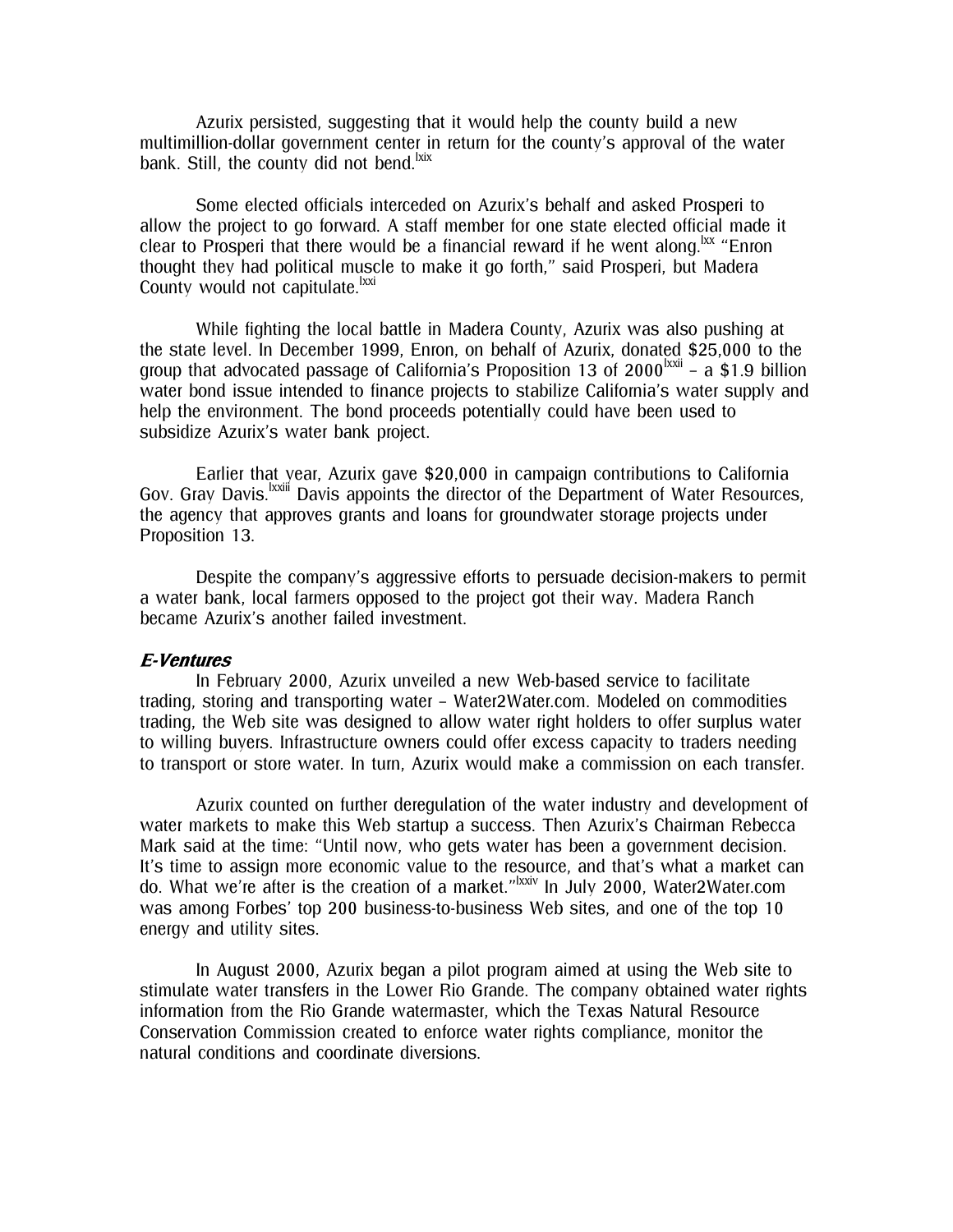Azurix persisted, suggesting that it would help the county build a new multimillion-dollar government center in return for the county's approval of the water bank. Still, the county did not bend.[lxix]

Some elected officials interceded on Azurix's behalf and asked Prosperi to allow the project to go forward. A staff member for one state elected official made it clear to Prosperi that there would be a financial reward if he went along.[lxx] "Enron thought they had political muscle to make it go forth," said Prosperi, but Madera County would not capitulate.[lxxi]

While fighting the local battle in Madera County, Azurix was also pushing at the state level. In December 1999, Enron, on behalf of Azurix, donated $25,000 to the group that advocated passage of California's Proposition 13 of 2000[lxxii] – a $1.9 billion water bond issue intended to finance projects to stabilize California's water supply and help the environment. The bond proceeds potentially could have been used to subsidize Azurix's water bank project.

Earlier that year, Azurix gave $20,000 in campaign contributions to California Gov. Gray Davis.[lxxiii] Davis appoints the director of the Department of Water Resources, the agency that approves grants and loans for groundwater storage projects under Proposition 13.

Despite the company's aggressive efforts to persuade decision-makers to permit a water bank, local farmers opposed to the project got their way. Madera Ranch became Azurix's another failed investment.

### *E-Ventures*

In February 2000, Azurix unveiled a new Web-based service to facilitate trading, storing and transporting water – Water2Water.com. Modeled on commodities trading, the Web site was designed to allow water right holders to offer surplus water to willing buyers. Infrastructure owners could offer excess capacity to traders needing to transport or store water. In turn, Azurix would make a commission on each transfer.

Azurix counted on further deregulation of the water industry and development of water markets to make this Web startup a success. Then Azurix's Chairman Rebecca Mark said at the time: "Until now, who gets water has been a government decision. It's time to assign more economic value to the resource, and that's what a market can do. What we're after is the creation of a market."[lxxiv] In July 2000, Water2Water.com was among Forbes' top 200 business-to-business Web sites, and one of the top 10 energy and utility sites.

In August 2000, Azurix began a pilot program aimed at using the Web site to stimulate water transfers in the Lower Rio Grande. The company obtained water rights information from the Rio Grande watermaster, which the Texas Natural Resource Conservation Commission created to enforce water rights compliance, monitor the natural conditions and coordinate diversions.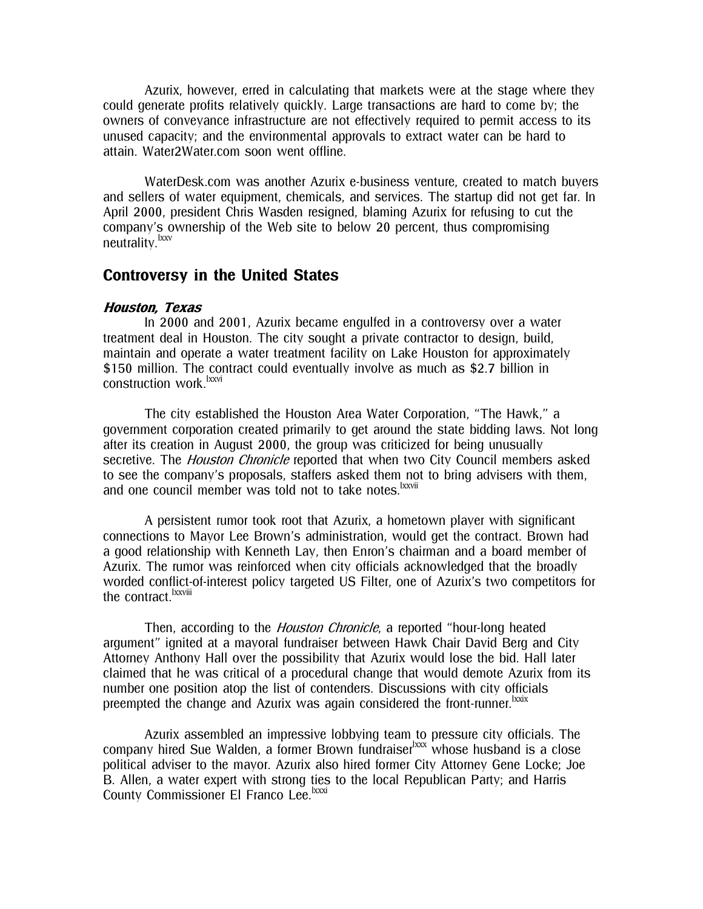Azurix, however, erred in calculating that markets were at the stage where they could generate profits relatively quickly. Large transactions are hard to come by; the owners of conveyance infrastructure are not effectively required to permit access to its unused capacity; and the environmental approvals to extract water can be hard to attain. Water2Water.com soon went offline.

WaterDesk.com was another Azurix e-business venture, created to match buyers and sellers of water equipment, chemicals, and services. The startup did not get far. In April 2000, president Chris Wasden resigned, blaming Azurix for refusing to cut the company's ownership of the Web site to below 20 percent, thus compromising neutrality.[lxxv]

## Controversy in the United States

### *Houston, Texas*

In 2000 and 2001, Azurix became engulfed in a controversy over a water treatment deal in Houston. The city sought a private contractor to design, build, maintain and operate a water treatment facility on Lake Houston for approximately $150 million. The contract could eventually involve as much as $2.7 billion in construction work.[lxxvi]

The city established the Houston Area Water Corporation, "The Hawk," a government corporation created primarily to get around the state bidding laws. Not long after its creation in August 2000, the group was criticized for being unusually secretive. The *Houston Chronicle* reported that when two City Council members asked to see the company's proposals, staffers asked them not to bring advisers with them, and one council member was told not to take notes.[lxxvii]

A persistent rumor took root that Azurix, a hometown player with significant connections to Mayor Lee Brown's administration, would get the contract. Brown had a good relationship with Kenneth Lay, then Enron's chairman and a board member of Azurix. The rumor was reinforced when city officials acknowledged that the broadly worded conflict-of-interest policy targeted US Filter, one of Azurix's two competitors for the contract.[lxxviii]

Then, according to the *Houston Chronicle*, a reported "hour-long heated argument" ignited at a mayoral fundraiser between Hawk Chair David Berg and City Attorney Anthony Hall over the possibility that Azurix would lose the bid. Hall later claimed that he was critical of a procedural change that would demote Azurix from its number one position atop the list of contenders. Discussions with city officials preempted the change and Azurix was again considered the front-runner.[lxxix]

Azurix assembled an impressive lobbying team to pressure city officials. The company hired Sue Walden, a former Brown fundraiser[lxxx] whose husband is a close political adviser to the mayor. Azurix also hired former City Attorney Gene Locke; Joe B. Allen, a water expert with strong ties to the local Republican Party; and Harris County Commissioner El Franco Lee.[lxxxi]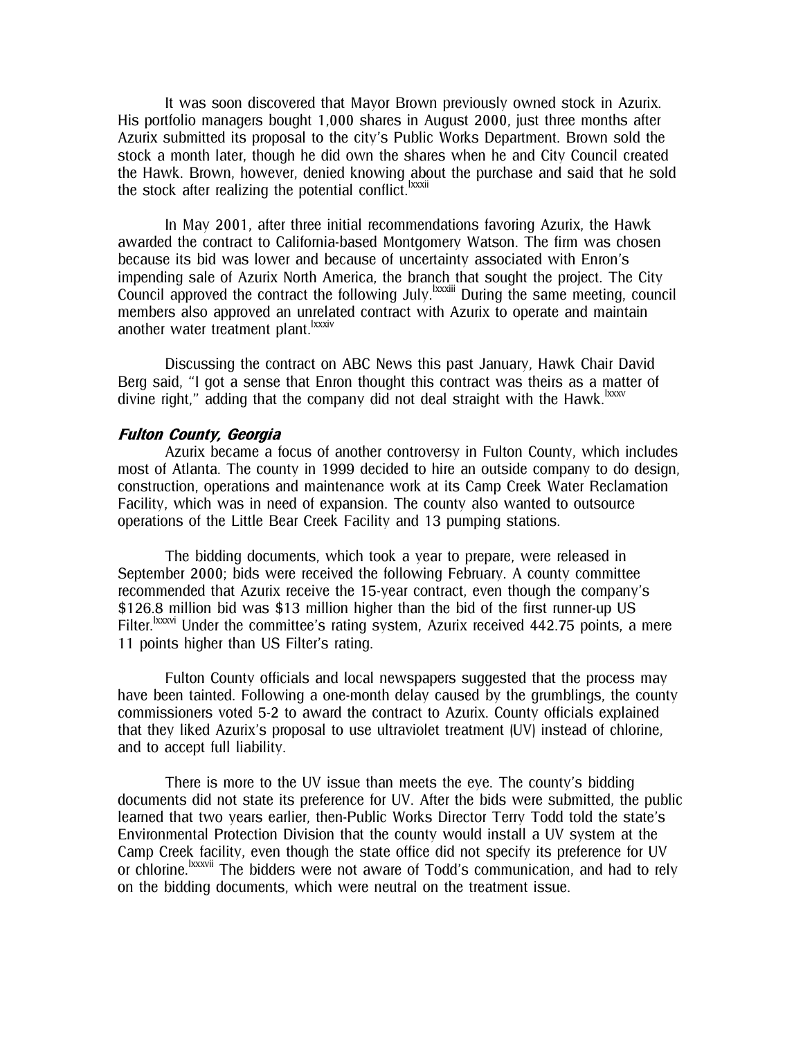It was soon discovered that Mayor Brown previously owned stock in Azurix. His portfolio managers bought 1,000 shares in August 2000, just three months after Azurix submitted its proposal to the city's Public Works Department. Brown sold the stock a month later, though he did own the shares when he and City Council created the Hawk. Brown, however, denied knowing about the purchase and said that he sold the stock after realizing the potential conflict.[lxxxii]

In May 2001, after three initial recommendations favoring Azurix, the Hawk awarded the contract to California-based Montgomery Watson. The firm was chosen because its bid was lower and because of uncertainty associated with Enron's impending sale of Azurix North America, the branch that sought the project. The City Council approved the contract the following July.[lxxxiii] During the same meeting, council members also approved an unrelated contract with Azurix to operate and maintain another water treatment plant.[lxxxiv]

Discussing the contract on ABC News this past January, Hawk Chair David Berg said, "I got a sense that Enron thought this contract was theirs as a matter of divine right," adding that the company did not deal straight with the Hawk.[lxxxv]

### *Fulton County, Georgia*

Azurix became a focus of another controversy in Fulton County, which includes most of Atlanta. The county in 1999 decided to hire an outside company to do design, construction, operations and maintenance work at its Camp Creek Water Reclamation Facility, which was in need of expansion. The county also wanted to outsource operations of the Little Bear Creek Facility and 13 pumping stations.

The bidding documents, which took a year to prepare, were released in September 2000; bids were received the following February. A county committee recommended that Azurix receive the 15-year contract, even though the company's $126.8 million bid was $13 million higher than the bid of the first runner-up US Filter.[lxxxvi] Under the committee's rating system, Azurix received 442.75 points, a mere 11 points higher than US Filter's rating.

Fulton County officials and local newspapers suggested that the process may have been tainted. Following a one-month delay caused by the grumblings, the county commissioners voted 5-2 to award the contract to Azurix. County officials explained that they liked Azurix's proposal to use ultraviolet treatment (UV) instead of chlorine, and to accept full liability.

There is more to the UV issue than meets the eye. The county's bidding documents did not state its preference for UV. After the bids were submitted, the public learned that two years earlier, then-Public Works Director Terry Todd told the state's Environmental Protection Division that the county would install a UV system at the Camp Creek facility, even though the state office did not specify its preference for UV or chlorine.[lxxxvii] The bidders were not aware of Todd's communication, and had to rely on the bidding documents, which were neutral on the treatment issue.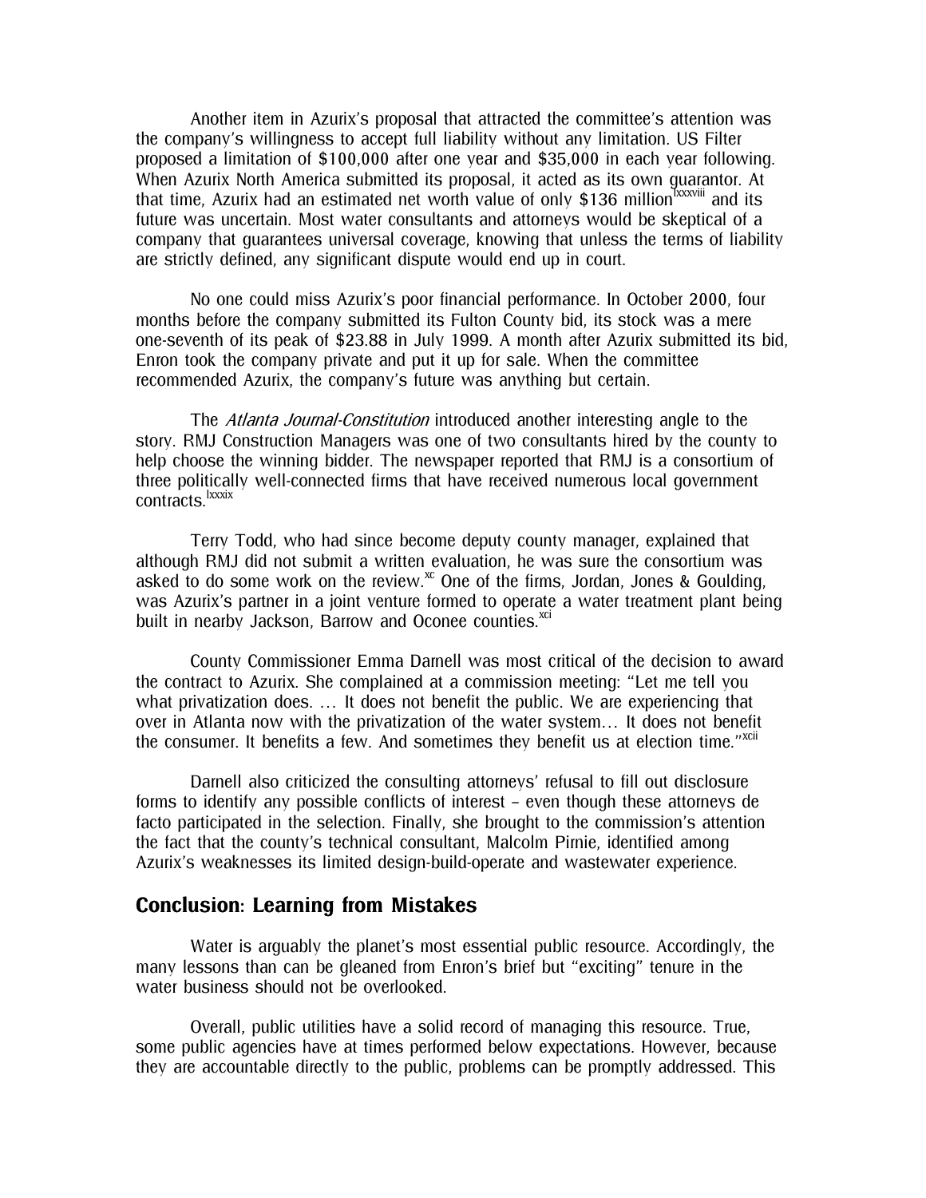Another item in Azurix's proposal that attracted the committee's attention was the company's willingness to accept full liability without any limitation. US Filter proposed a limitation of $100,000 after one year and $35,000 in each year following. When Azurix North America submitted its proposal, it acted as its own guarantor. At that time, Azurix had an estimated net worth value of only $136 million[lxxxviii] and its future was uncertain. Most water consultants and attorneys would be skeptical of a company that guarantees universal coverage, knowing that unless the terms of liability are strictly defined, any significant dispute would end up in court.

No one could miss Azurix's poor financial performance. In October 2000, four months before the company submitted its Fulton County bid, its stock was a mere one-seventh of its peak of $23.88 in July 1999. A month after Azurix submitted its bid, Enron took the company private and put it up for sale. When the committee recommended Azurix, the company's future was anything but certain.

The *Atlanta Journal-Constitution* introduced another interesting angle to the story. RMJ Construction Managers was one of two consultants hired by the county to help choose the winning bidder. The newspaper reported that RMJ is a consortium of three politically well-connected firms that have received numerous local government contracts.[lxxxix]

Terry Todd, who had since become deputy county manager, explained that although RMJ did not submit a written evaluation, he was sure the consortium was asked to do some work on the review.[xc] One of the firms, Jordan, Jones & Goulding, was Azurix's partner in a joint venture formed to operate a water treatment plant being built in nearby Jackson, Barrow and Oconee counties.[xci]

County Commissioner Emma Darnell was most critical of the decision to award the contract to Azurix. She complained at a commission meeting: "Let me tell you what privatization does. … It does not benefit the public. We are experiencing that over in Atlanta now with the privatization of the water system… It does not benefit the consumer. It benefits a few. And sometimes they benefit us at election time."[xcii]

Darnell also criticized the consulting attorneys' refusal to fill out disclosure forms to identify any possible conflicts of interest – even though these attorneys de facto participated in the selection. Finally, she brought to the commission's attention the fact that the county's technical consultant, Malcolm Pirnie, identified among Azurix's weaknesses its limited design-build-operate and wastewater experience.

## Conclusion: Learning from Mistakes

Water is arguably the planet's most essential public resource. Accordingly, the many lessons than can be gleaned from Enron's brief but "exciting" tenure in the water business should not be overlooked.

Overall, public utilities have a solid record of managing this resource. True, some public agencies have at times performed below expectations. However, because they are accountable directly to the public, problems can be promptly addressed. This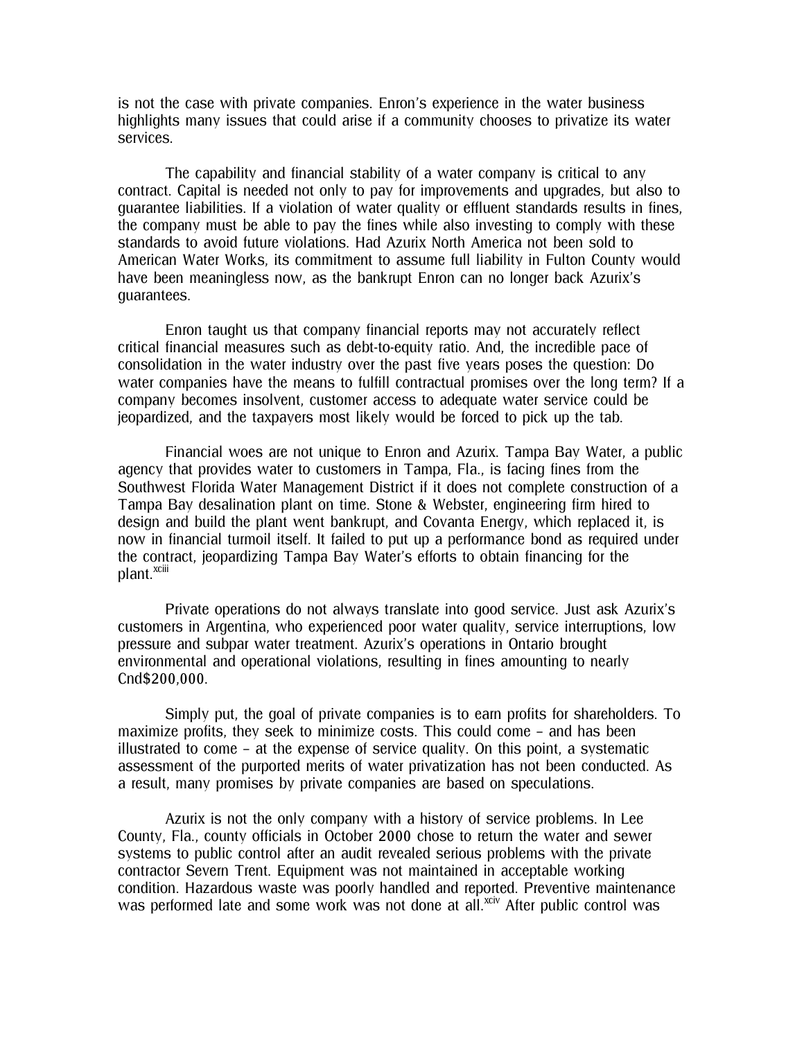is not the case with private companies. Enron's experience in the water business highlights many issues that could arise if a community chooses to privatize its water services.

The capability and financial stability of a water company is critical to any contract. Capital is needed not only to pay for improvements and upgrades, but also to guarantee liabilities. If a violation of water quality or effluent standards results in fines, the company must be able to pay the fines while also investing to comply with these standards to avoid future violations. Had Azurix North America not been sold to American Water Works, its commitment to assume full liability in Fulton County would have been meaningless now, as the bankrupt Enron can no longer back Azurix's guarantees.

Enron taught us that company financial reports may not accurately reflect critical financial measures such as debt-to-equity ratio. And, the incredible pace of consolidation in the water industry over the past five years poses the question: Do water companies have the means to fulfill contractual promises over the long term? If a company becomes insolvent, customer access to adequate water service could be jeopardized, and the taxpayers most likely would be forced to pick up the tab.

Financial woes are not unique to Enron and Azurix. Tampa Bay Water, a public agency that provides water to customers in Tampa, Fla., is facing fines from the Southwest Florida Water Management District if it does not complete construction of a Tampa Bay desalination plant on time. Stone & Webster, engineering firm hired to design and build the plant went bankrupt, and Covanta Energy, which replaced it, is now in financial turmoil itself. It failed to put up a performance bond as required under the contract, jeopardizing Tampa Bay Water's efforts to obtain financing for the plant.[xciii]

Private operations do not always translate into good service. Just ask Azurix's customers in Argentina, who experienced poor water quality, service interruptions, low pressure and subpar water treatment. Azurix's operations in Ontario brought environmental and operational violations, resulting in fines amounting to nearly Cnd$200,000.

Simply put, the goal of private companies is to earn profits for shareholders. To maximize profits, they seek to minimize costs. This could come – and has been illustrated to come – at the expense of service quality. On this point, a systematic assessment of the purported merits of water privatization has not been conducted. As a result, many promises by private companies are based on speculations.

Azurix is not the only company with a history of service problems. In Lee County, Fla., county officials in October 2000 chose to return the water and sewer systems to public control after an audit revealed serious problems with the private contractor Severn Trent. Equipment was not maintained in acceptable working condition. Hazardous waste was poorly handled and reported. Preventive maintenance was performed late and some work was not done at all.[xciv] After public control was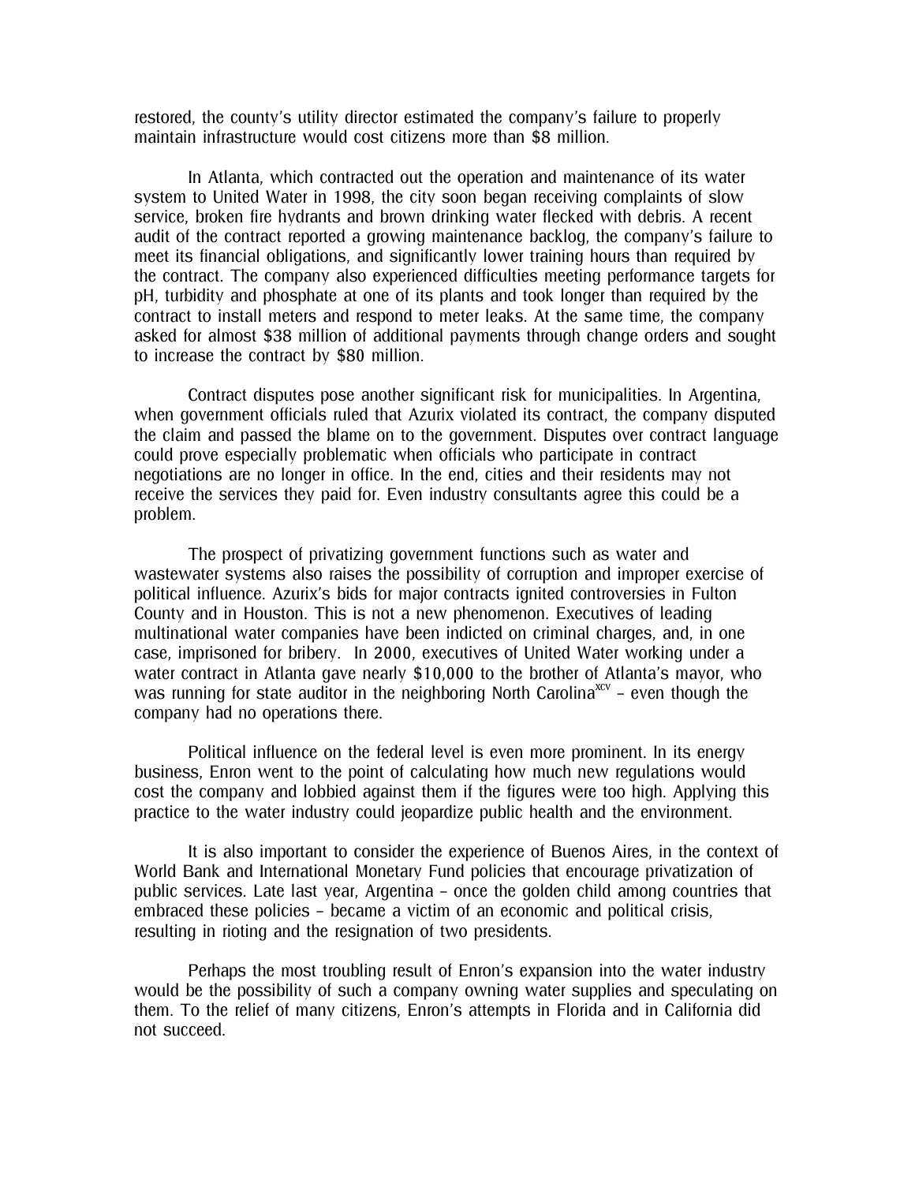restored, the county's utility director estimated the company's failure to properly maintain infrastructure would cost citizens more than $8 million.

In Atlanta, which contracted out the operation and maintenance of its water system to United Water in 1998, the city soon began receiving complaints of slow service, broken fire hydrants and brown drinking water flecked with debris. A recent audit of the contract reported a growing maintenance backlog, the company's failure to meet its financial obligations, and significantly lower training hours than required by the contract. The company also experienced difficulties meeting performance targets for pH, turbidity and phosphate at one of its plants and took longer than required by the contract to install meters and respond to meter leaks. At the same time, the company asked for almost $38 million of additional payments through change orders and sought to increase the contract by $80 million.

Contract disputes pose another significant risk for municipalities. In Argentina, when government officials ruled that Azurix violated its contract, the company disputed the claim and passed the blame on to the government. Disputes over contract language could prove especially problematic when officials who participate in contract negotiations are no longer in office. In the end, cities and their residents may not receive the services they paid for. Even industry consultants agree this could be a problem.

The prospect of privatizing government functions such as water and wastewater systems also raises the possibility of corruption and improper exercise of political influence. Azurix's bids for major contracts ignited controversies in Fulton County and in Houston. This is not a new phenomenon. Executives of leading multinational water companies have been indicted on criminal charges, and, in one case, imprisoned for bribery. In 2000, executives of United Water working under a water contract in Atlanta gave nearly $10,000 to the brother of Atlanta's mayor, who was running for state auditor in the neighboring North Carolina[xcv] – even though the company had no operations there.

Political influence on the federal level is even more prominent. In its energy business, Enron went to the point of calculating how much new regulations would cost the company and lobbied against them if the figures were too high. Applying this practice to the water industry could jeopardize public health and the environment.

It is also important to consider the experience of Buenos Aires, in the context of World Bank and International Monetary Fund policies that encourage privatization of public services. Late last year, Argentina – once the golden child among countries that embraced these policies – became a victim of an economic and political crisis, resulting in rioting and the resignation of two presidents.

Perhaps the most troubling result of Enron's expansion into the water industry would be the possibility of such a company owning water supplies and speculating on them. To the relief of many citizens, Enron's attempts in Florida and in California did not succeed.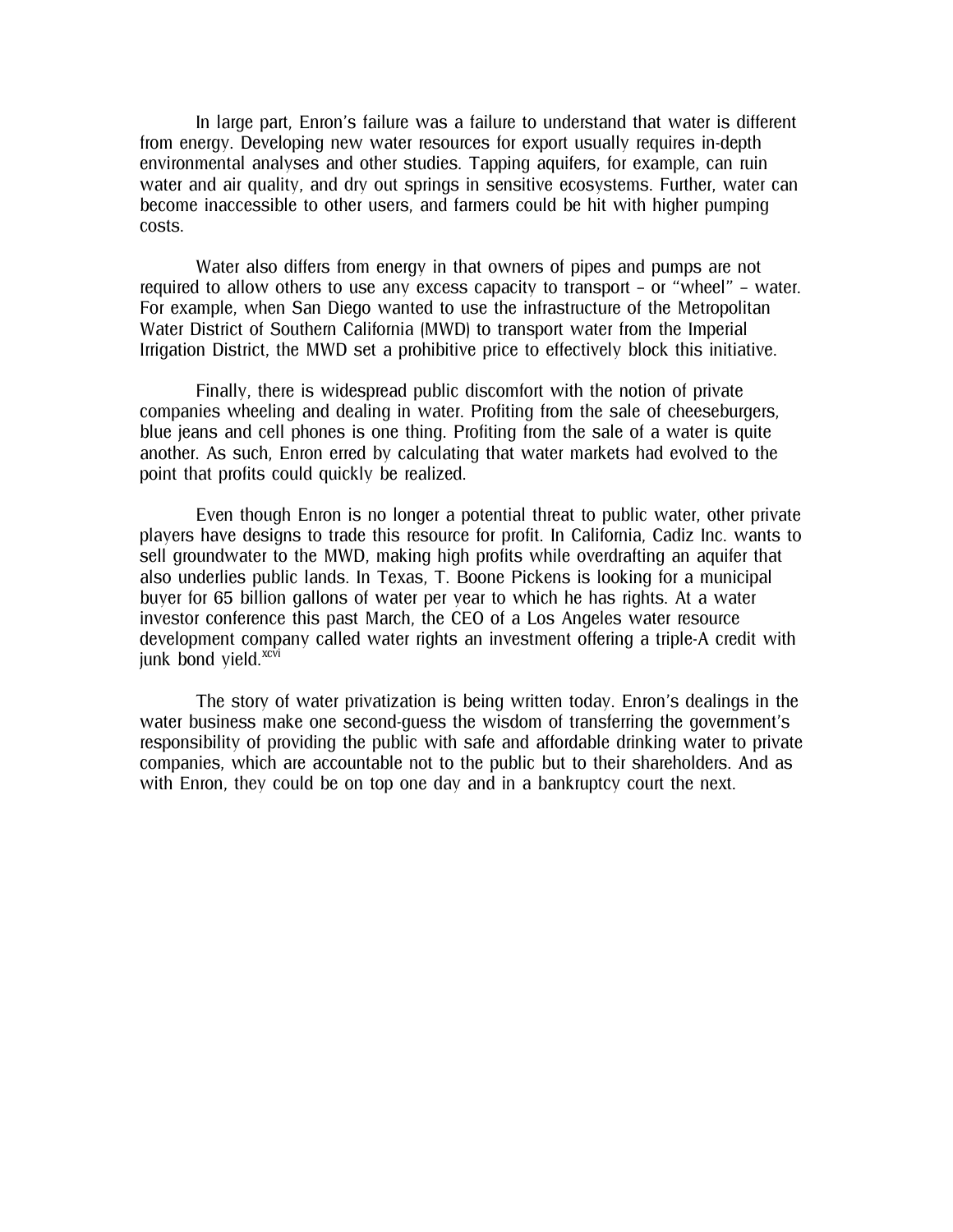In large part, Enron's failure was a failure to understand that water is different from energy. Developing new water resources for export usually requires in-depth environmental analyses and other studies. Tapping aquifers, for example, can ruin water and air quality, and dry out springs in sensitive ecosystems. Further, water can become inaccessible to other users, and farmers could be hit with higher pumping costs.

Water also differs from energy in that owners of pipes and pumps are not required to allow others to use any excess capacity to transport – or "wheel" – water. For example, when San Diego wanted to use the infrastructure of the Metropolitan Water District of Southern California (MWD) to transport water from the Imperial Irrigation District, the MWD set a prohibitive price to effectively block this initiative.

Finally, there is widespread public discomfort with the notion of private companies wheeling and dealing in water. Profiting from the sale of cheeseburgers, blue jeans and cell phones is one thing. Profiting from the sale of a water is quite another. As such, Enron erred by calculating that water markets had evolved to the point that profits could quickly be realized.

Even though Enron is no longer a potential threat to public water, other private players have designs to trade this resource for profit. In California, Cadiz Inc. wants to sell groundwater to the MWD, making high profits while overdrafting an aquifer that also underlies public lands. In Texas, T. Boone Pickens is looking for a municipal buyer for 65 billion gallons of water per year to which he has rights. At a water investor conference this past March, the CEO of a Los Angeles water resource development company called water rights an investment offering a triple-A credit with junk bond yield.[xcvi]

The story of water privatization is being written today. Enron's dealings in the water business make one second-guess the wisdom of transferring the government's responsibility of providing the public with safe and affordable drinking water to private companies, which are accountable not to the public but to their shareholders. And as with Enron, they could be on top one day and in a bankruptcy court the next.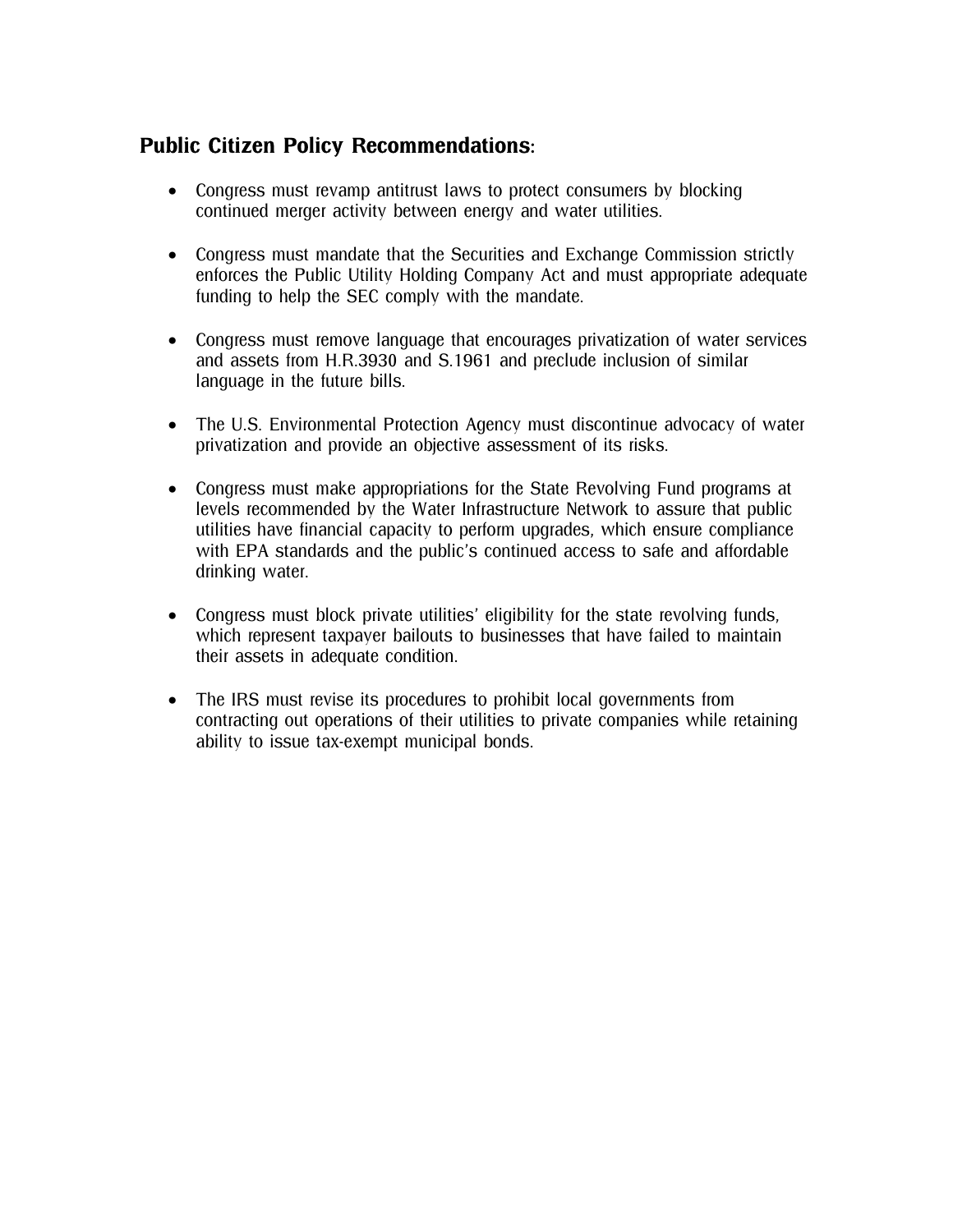## Public Citizen Policy Recommendations:

- Congress must revamp antitrust laws to protect consumers by blocking continued merger activity between energy and water utilities.

- Congress must mandate that the Securities and Exchange Commission strictly enforces the Public Utility Holding Company Act and must appropriate adequate funding to help the SEC comply with the mandate.

- Congress must remove language that encourages privatization of water services and assets from H.R.3930 and S.1961 and preclude inclusion of similar language in the future bills.

- The U.S. Environmental Protection Agency must discontinue advocacy of water privatization and provide an objective assessment of its risks.

- Congress must make appropriations for the State Revolving Fund programs at levels recommended by the Water Infrastructure Network to assure that public utilities have financial capacity to perform upgrades, which ensure compliance with EPA standards and the public's continued access to safe and affordable drinking water.

- Congress must block private utilities' eligibility for the state revolving funds, which represent taxpayer bailouts to businesses that have failed to maintain their assets in adequate condition.

- The IRS must revise its procedures to prohibit local governments from contracting out operations of their utilities to private companies while retaining ability to issue tax-exempt municipal bonds.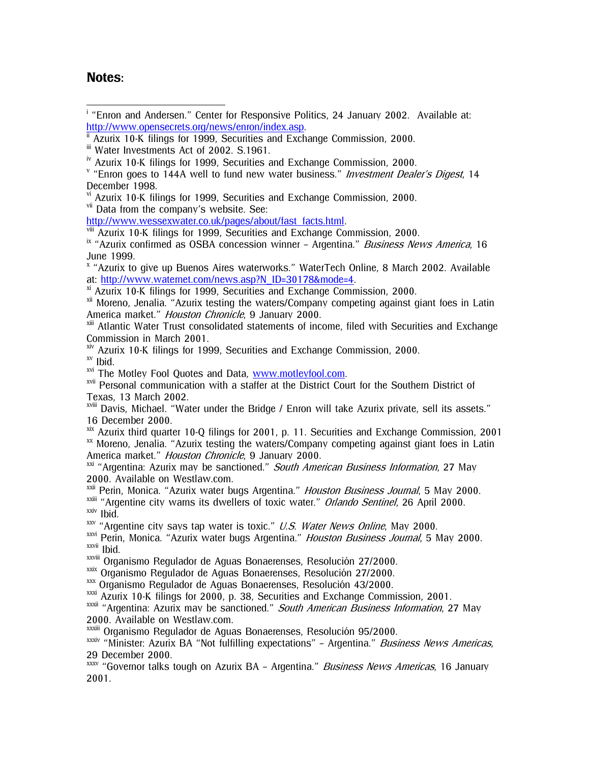## Notes:

[i] "Enron and Andersen." Center for Responsive Politics, 24 January 2002. Available at: http://www.opensecrets.org/news/enron/index.asp.

[ii] Azurix 10-K filings for 1999, Securities and Exchange Commission, 2000.

[iii] Water Investments Act of 2002. S.1961.

[iv] Azurix 10-K filings for 1999, Securities and Exchange Commission, 2000.

[v] "Enron goes to 144A well to fund new water business." *Investment Dealer's Digest*, 14 December 1998.

[vi] Azurix 10-K filings for 1999, Securities and Exchange Commission, 2000.

[vii] Data from the company's website. See: http://www.wessexwater.co.uk/pages/about/fast_facts.html.

[viii] Azurix 10-K filings for 1999, Securities and Exchange Commission, 2000.

[ix] "Azurix confirmed as OSBA concession winner – Argentina." *Business News America*, 16 June 1999.

[x] "Azurix to give up Buenos Aires waterworks." WaterTech Online, 8 March 2002. Available at: http://www.waternet.com/news.asp?N_ID=30178&mode=4.

[xi] Azurix 10-K filings for 1999, Securities and Exchange Commission, 2000.

[xii] Moreno, Jenalia. "Azurix testing the waters/Company competing against giant foes in Latin America market." *Houston Chronicle*, 9 January 2000.

[xiii] Atlantic Water Trust consolidated statements of income, filed with Securities and Exchange Commission in March 2001.

[xiv] Azurix 10-K filings for 1999, Securities and Exchange Commission, 2000.

[xv] Ibid.

[xvi] The Motley Fool Quotes and Data, www.motleyfool.com.

[xvii] Personal communication with a staffer at the District Court for the Southern District of Texas, 13 March 2002.

[xviii] Davis, Michael. "Water under the Bridge / Enron will take Azurix private, sell its assets." 16 December 2000.

[xix] Azurix third quarter 10-Q filings for 2001, p. 11. Securities and Exchange Commission, 2001

[xx] Moreno, Jenalia. "Azurix testing the waters/Company competing against giant foes in Latin America market." *Houston Chronicle*, 9 January 2000.

[xxi] "Argentina: Azurix may be sanctioned." *South American Business Information*, 27 May 2000. Available on Westlaw.com.

[xxii] Perin, Monica. "Azurix water bugs Argentina." *Houston Business Journal*, 5 May 2000.

[xxiii] "Argentine city warns its dwellers of toxic water." *Orlando Sentinel*, 26 April 2000.

[xxiv] Ibid.

[xxv] "Argentine city says tap water is toxic." *U.S. Water News Online*, May 2000.

[xxvi] Perin, Monica. "Azurix water bugs Argentina." *Houston Business Journal*, 5 May 2000.

[xxvii] Ibid.

[xxviii] Organismo Regulador de Aguas Bonaerenses, Resolución 27/2000.

[xxix] Organismo Regulador de Aguas Bonaerenses, Resolución 27/2000.

[xxx] Organismo Regulador de Aguas Bonaerenses, Resolución 43/2000.

[xxxi] Azurix 10-K filings for 2000, p. 38, Securities and Exchange Commission, 2001.

[xxxii] "Argentina: Azurix may be sanctioned." *South American Business Information*, 27 May 2000. Available on Westlaw.com.

[xxxiii] Organismo Regulador de Aguas Bonaerenses, Resolución 95/2000.

[xxxiv] "Minister: Azurix BA "Not fulfilling expectations" – Argentina." *Business News Americas*, 29 December 2000.

[xxxv] "Governor talks tough on Azurix BA – Argentina." *Business News Americas*, 16 January 2001.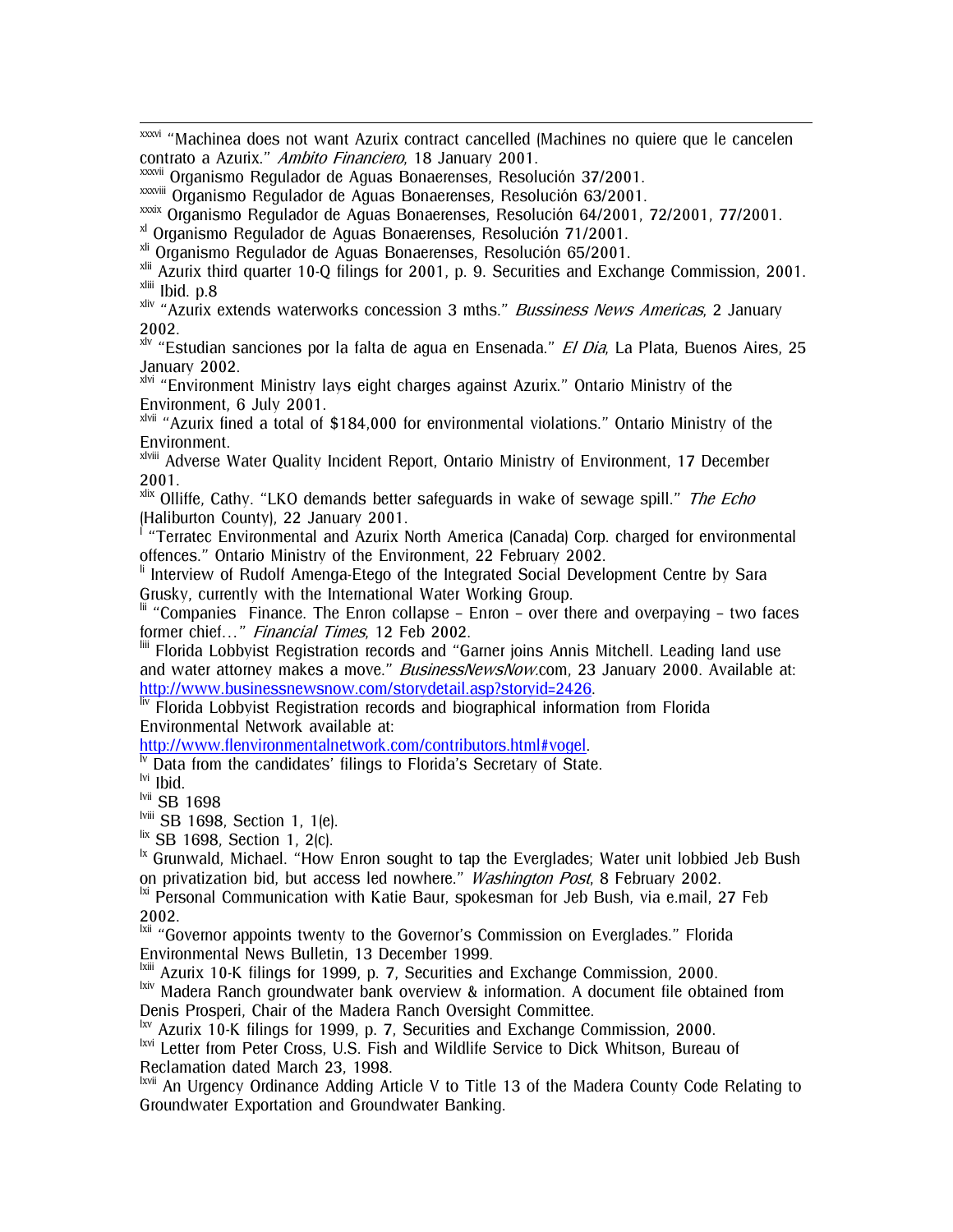[xxxvi] "Machinea does not want Azurix contract cancelled (Machines no quiere que le cancelen contrato a Azurix." *Ambito Financiero*, 18 January 2001.

[xxxvii] Organismo Regulador de Aguas Bonaerenses, Resolución 37/2001.

[xxxviii] Organismo Regulador de Aguas Bonaerenses, Resolución 63/2001.

[xxxix] Organismo Regulador de Aguas Bonaerenses, Resolución 64/2001, 72/2001, 77/2001.

[xl] Organismo Regulador de Aguas Bonaerenses, Resolución 71/2001.

[xli] Organismo Regulador de Aguas Bonaerenses, Resolución 65/2001.

[xlii] Azurix third quarter 10-Q filings for 2001, p. 9. Securities and Exchange Commission, 2001.

[xliii] Ibid. p.8

[xliv] "Azurix extends waterworks concession 3 mths." *Bussiness News Americas*, 2 January 2002.

[xlv] "Estudian sanciones por la falta de agua en Ensenada." *El Dia*, La Plata, Buenos Aires, 25 January 2002.

[xlvi] "Environment Ministry lays eight charges against Azurix." Ontario Ministry of the Environment, 6 July 2001.

[xlvii] "Azurix fined a total of $184,000 for environmental violations." Ontario Ministry of the Environment.

[xlviii] Adverse Water Quality Incident Report, Ontario Ministry of Environment, 17 December 2001.

[xlix] Olliffe, Cathy. "LKO demands better safeguards in wake of sewage spill." *The Echo* (Haliburton County), 22 January 2001.

[l] "Terratec Environmental and Azurix North America (Canada) Corp. charged for environmental offences." Ontario Ministry of the Environment, 22 February 2002.

[li] Interview of Rudolf Amenga-Etego of the Integrated Social Development Centre by Sara Grusky, currently with the International Water Working Group.

[lii] "Companies Finance. The Enron collapse – Enron – over there and overpaying – two faces former chief…" *Financial Times*, 12 Feb 2002.

[liii] Florida Lobbyist Registration records and "Garner joins Annis Mitchell. Leading land use and water attorney makes a move." *BusinessNewsNow*.com, 23 January 2000. Available at: http://www.businessnewsnow.com/storydetail.asp?storyid=2426.

[liv] Florida Lobbyist Registration records and biographical information from Florida Environmental Network available at: http://www.flenvironmentalnetwork.com/contributors.html#vogel.

[lv] Data from the candidates' filings to Florida's Secretary of State.

[lvi] Ibid.

[lvii] SB 1698

[lviii] SB 1698, Section 1, 1(e).

[lix] SB 1698, Section 1, 2(c).

[lx] Grunwald, Michael. "How Enron sought to tap the Everglades; Water unit lobbied Jeb Bush on privatization bid, but access led nowhere." *Washington Post*, 8 February 2002.

[lxi] Personal Communication with Katie Baur, spokesman for Jeb Bush, via e.mail, 27 Feb 2002.

[lxii] "Governor appoints twenty to the Governor's Commission on Everglades." Florida Environmental News Bulletin, 13 December 1999.

[lxiii] Azurix 10-K filings for 1999, p. 7, Securities and Exchange Commission, 2000.

[lxiv] Madera Ranch groundwater bank overview & information. A document file obtained from Denis Prosperi, Chair of the Madera Ranch Oversight Committee.

[lxv] Azurix 10-K filings for 1999, p. 7, Securities and Exchange Commission, 2000.

[lxvi] Letter from Peter Cross, U.S. Fish and Wildlife Service to Dick Whitson, Bureau of Reclamation dated March 23, 1998.

[lxvii] An Urgency Ordinance Adding Article V to Title 13 of the Madera County Code Relating to Groundwater Exportation and Groundwater Banking.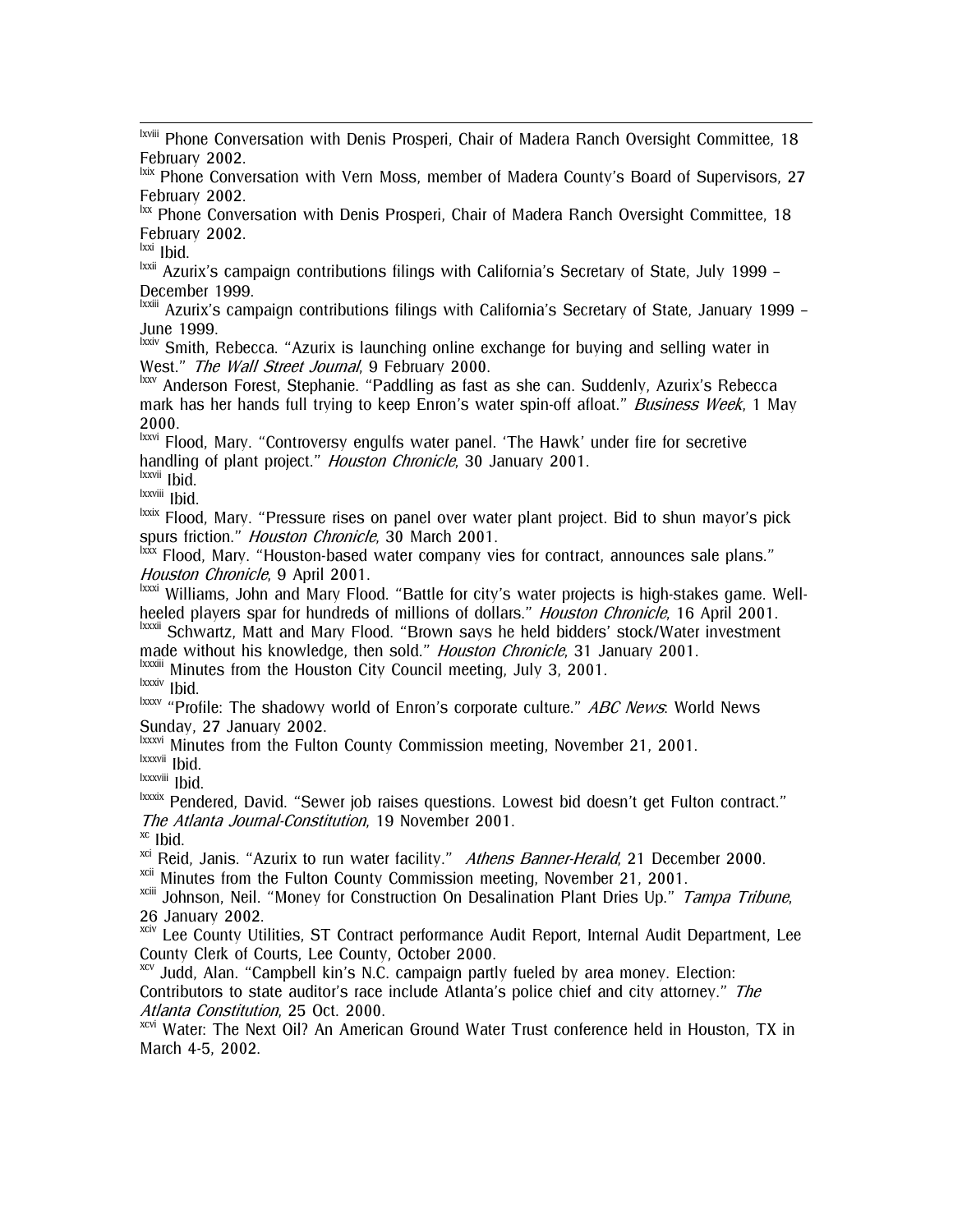[lxviii] Phone Conversation with Denis Prosperi, Chair of Madera Ranch Oversight Committee, 18 February 2002.
[lxix] Phone Conversation with Vern Moss, member of Madera County's Board of Supervisors, 27 February 2002.
[lxx] Phone Conversation with Denis Prosperi, Chair of Madera Ranch Oversight Committee, 18 February 2002.
[lxxi] Ibid.
[lxxii] Azurix's campaign contributions filings with California's Secretary of State, July 1999 – December 1999.
[lxxiii] Azurix's campaign contributions filings with California's Secretary of State, January 1999 – June 1999.
[lxxiv] Smith, Rebecca. "Azurix is launching online exchange for buying and selling water in West." *The Wall Street Journal*, 9 February 2000.
[lxxv] Anderson Forest, Stephanie. "Paddling as fast as she can. Suddenly, Azurix's Rebecca mark has her hands full trying to keep Enron's water spin-off afloat." *Business Week*, 1 May 2000.
[lxxvi] Flood, Mary. "Controversy engulfs water panel. 'The Hawk' under fire for secretive handling of plant project." *Houston Chronicle*, 30 January 2001.
[lxxvii] Ibid.
[lxxviii] Ibid.
[lxxix] Flood, Mary. "Pressure rises on panel over water plant project. Bid to shun mayor's pick spurs friction." *Houston Chronicle*, 30 March 2001.
[lxxx] Flood, Mary. "Houston-based water company vies for contract, announces sale plans." *Houston Chronicle*, 9 April 2001.
[lxxxi] Williams, John and Mary Flood. "Battle for city's water projects is high-stakes game. Well-heeled players spar for hundreds of millions of dollars." *Houston Chronicle*, 16 April 2001.
[lxxxii] Schwartz, Matt and Mary Flood. "Brown says he held bidders' stock/Water investment made without his knowledge, then sold." *Houston Chronicle*, 31 January 2001.
[lxxxiii] Minutes from the Houston City Council meeting, July 3, 2001.
[lxxxiv] Ibid.
[lxxxv] "Profile: The shadowy world of Enron's corporate culture." *ABC News*: World News Sunday, 27 January 2002.
[lxxxvi] Minutes from the Fulton County Commission meeting, November 21, 2001.
[lxxxvii] Ibid.
[lxxxviii] Ibid.
[lxxxix] Pendered, David. "Sewer job raises questions. Lowest bid doesn't get Fulton contract." *The Atlanta Journal-Constitution*, 19 November 2001.
[xc] Ibid.
[xci] Reid, Janis. "Azurix to run water facility." *Athens Banner-Herald*, 21 December 2000.
[xcii] Minutes from the Fulton County Commission meeting, November 21, 2001.
[xciii] Johnson, Neil. "Money for Construction On Desalination Plant Dries Up." *Tampa Tribune*, 26 January 2002.
[xciv] Lee County Utilities, ST Contract performance Audit Report, Internal Audit Department, Lee County Clerk of Courts, Lee County, October 2000.
[xcv] Judd, Alan. "Campbell kin's N.C. campaign partly fueled by area money. Election: Contributors to state auditor's race include Atlanta's police chief and city attorney." *The Atlanta Constitution*, 25 Oct. 2000.
[xcvi] Water: The Next Oil? An American Ground Water Trust conference held in Houston, TX in March 4-5, 2002.